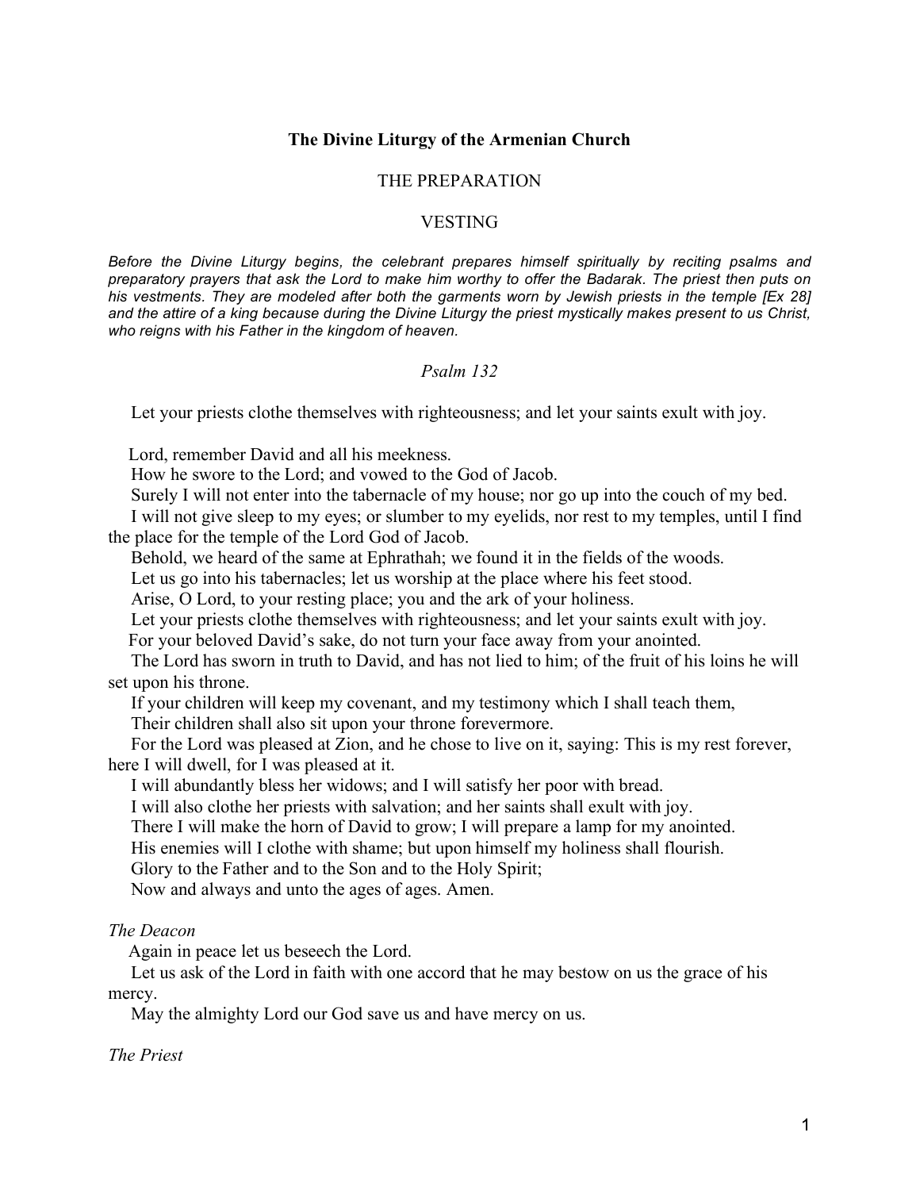# The Divine Liturgy of the Armenian Church

## THE PREPARATION

## VESTING

***Before the Divine Liturgy begins, the celebrant prepares himself spiritually by reciting psalms and preparatory prayers that ask the Lord to make him worthy to offer the Badarak. The priest then puts on his vestments. They are modeled after both the garments worn by Jewish priests in the temple [Ex 28] and the attire of a king because during the Divine Liturgy the priest mystically makes present to us Christ, who reigns with his Father in the kingdom of heaven.***

### *Psalm 132*

Let your priests clothe themselves with righteousness; and let your saints exult with joy.

Lord, remember David and all his meekness.
How he swore to the Lord; and vowed to the God of Jacob.
Surely I will not enter into the tabernacle of my house; nor go up into the couch of my bed.
I will not give sleep to my eyes; or slumber to my eyelids, nor rest to my temples, until I find the place for the temple of the Lord God of Jacob.
Behold, we heard of the same at Ephrathah; we found it in the fields of the woods.
Let us go into his tabernacles; let us worship at the place where his feet stood.
Arise, O Lord, to your resting place; you and the ark of your holiness.
Let your priests clothe themselves with righteousness; and let your saints exult with joy.
For your beloved David's sake, do not turn your face away from your anointed.
The Lord has sworn in truth to David, and has not lied to him; of the fruit of his loins he will set upon his throne.
If your children will keep my covenant, and my testimony which I shall teach them,
Their children shall also sit upon your throne forevermore.
For the Lord was pleased at Zion, and he chose to live on it, saying: This is my rest forever, here I will dwell, for I was pleased at it.
I will abundantly bless her widows; and I will satisfy her poor with bread.
I will also clothe her priests with salvation; and her saints shall exult with joy.
There I will make the horn of David to grow; I will prepare a lamp for my anointed.
His enemies will I clothe with shame; but upon himself my holiness shall flourish.
Glory to the Father and to the Son and to the Holy Spirit;
Now and always and unto the ages of ages. Amen.

*The Deacon*

Again in peace let us beseech the Lord.
Let us ask of the Lord in faith with one accord that he may bestow on us the grace of his mercy.
May the almighty Lord our God save us and have mercy on us.

*The Priest*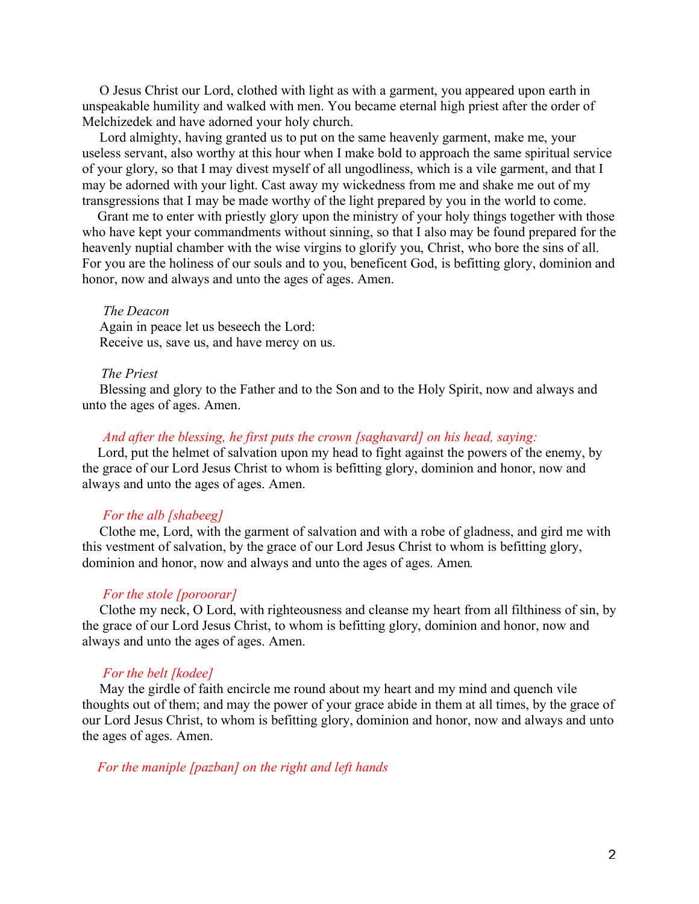O Jesus Christ our Lord, clothed with light as with a garment, you appeared upon earth in unspeakable humility and walked with men. You became eternal high priest after the order of Melchizedek and have adorned your holy church.

Lord almighty, having granted us to put on the same heavenly garment, make me, your useless servant, also worthy at this hour when I make bold to approach the same spiritual service of your glory, so that I may divest myself of all ungodliness, which is a vile garment, and that I may be adorned with your light. Cast away my wickedness from me and shake me out of my transgressions that I may be made worthy of the light prepared by you in the world to come.

Grant me to enter with priestly glory upon the ministry of your holy things together with those who have kept your commandments without sinning, so that I also may be found prepared for the heavenly nuptial chamber with the wise virgins to glorify you, Christ, who bore the sins of all. For you are the holiness of our souls and to you, beneficent God, is befitting glory, dominion and honor, now and always and unto the ages of ages. Amen.

*The Deacon*

Again in peace let us beseech the Lord:
Receive us, save us, and have mercy on us.

*The Priest*

Blessing and glory to the Father and to the Son and to the Holy Spirit, now and always and unto the ages of ages. Amen.

*And after the blessing, he first puts the crown [saghavard] on his head, saying:*

Lord, put the helmet of salvation upon my head to fight against the powers of the enemy, by the grace of our Lord Jesus Christ to whom is befitting glory, dominion and honor, now and always and unto the ages of ages. Amen.

*For the alb [shabeeg]*

Clothe me, Lord, with the garment of salvation and with a robe of gladness, and gird me with this vestment of salvation, by the grace of our Lord Jesus Christ to whom is befitting glory, dominion and honor, now and always and unto the ages of ages. Amen.

*For the stole [poroorar]*

Clothe my neck, O Lord, with righteousness and cleanse my heart from all filthiness of sin, by the grace of our Lord Jesus Christ, to whom is befitting glory, dominion and honor, now and always and unto the ages of ages. Amen.

*For the belt [kodee]*

May the girdle of faith encircle me round about my heart and my mind and quench vile thoughts out of them; and may the power of your grace abide in them at all times, by the grace of our Lord Jesus Christ, to whom is befitting glory, dominion and honor, now and always and unto the ages of ages. Amen.

*For the maniple [pazban] on the right and left hands*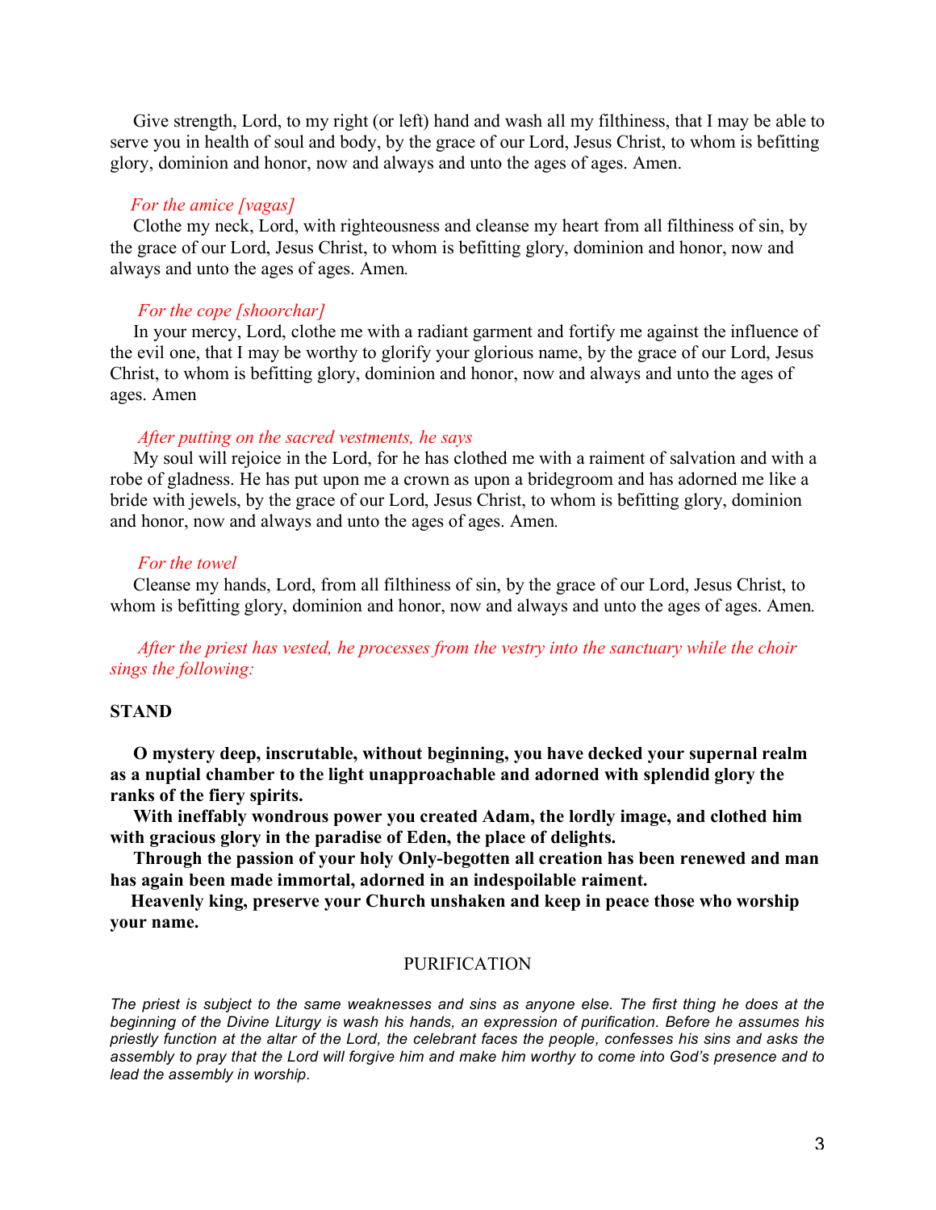Give strength, Lord, to my right (or left) hand and wash all my filthiness, that I may be able to serve you in health of soul and body, by the grace of our Lord, Jesus Christ, to whom is befitting glory, dominion and honor, now and always and unto the ages of ages. Amen.

*For the amice [vagas]*

Clothe my neck, Lord, with righteousness and cleanse my heart from all filthiness of sin, by the grace of our Lord, Jesus Christ, to whom is befitting glory, dominion and honor, now and always and unto the ages of ages. Amen.

*For the cope [shoorchar]*

In your mercy, Lord, clothe me with a radiant garment and fortify me against the influence of the evil one, that I may be worthy to glorify your glorious name, by the grace of our Lord, Jesus Christ, to whom is befitting glory, dominion and honor, now and always and unto the ages of ages. Amen

*After putting on the sacred vestments, he says*

My soul will rejoice in the Lord, for he has clothed me with a raiment of salvation and with a robe of gladness. He has put upon me a crown as upon a bridegroom and has adorned me like a bride with jewels, by the grace of our Lord, Jesus Christ, to whom is befitting glory, dominion and honor, now and always and unto the ages of ages. Amen.

*For the towel*

Cleanse my hands, Lord, from all filthiness of sin, by the grace of our Lord, Jesus Christ, to whom is befitting glory, dominion and honor, now and always and unto the ages of ages. Amen.

*After the priest has vested, he processes from the vestry into the sanctuary while the choir sings the following:*

**STAND**

**O mystery deep, inscrutable, without beginning, you have decked your supernal realm as a nuptial chamber to the light unapproachable and adorned with splendid glory the ranks of the fiery spirits.**

**With ineffably wondrous power you created Adam, the lordly image, and clothed him with gracious glory in the paradise of Eden, the place of delights.**

**Through the passion of your holy Only-begotten all creation has been renewed and man has again been made immortal, adorned in an indespoilable raiment.**

**Heavenly king, preserve your Church unshaken and keep in peace those who worship your name.**

## PURIFICATION

*The priest is subject to the same weaknesses and sins as anyone else. The first thing he does at the beginning of the Divine Liturgy is wash his hands, an expression of purification. Before he assumes his priestly function at the altar of the Lord, the celebrant faces the people, confesses his sins and asks the assembly to pray that the Lord will forgive him and make him worthy to come into God's presence and to lead the assembly in worship.*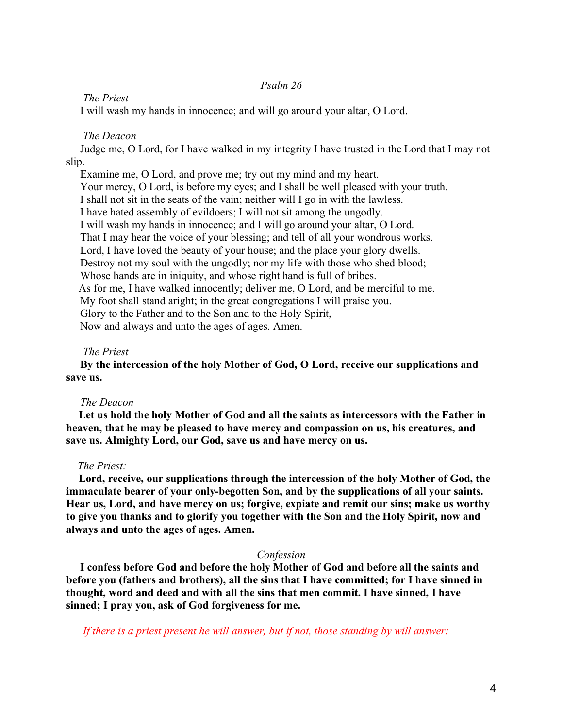*Psalm 26*

*The Priest*

I will wash my hands in innocence; and will go around your altar, O Lord.

*The Deacon*

Judge me, O Lord, for I have walked in my integrity I have trusted in the Lord that I may not slip.

Examine me, O Lord, and prove me; try out my mind and my heart.

Your mercy, O Lord, is before my eyes; and I shall be well pleased with your truth.

I shall not sit in the seats of the vain; neither will I go in with the lawless.

I have hated assembly of evildoers; I will not sit among the ungodly.

I will wash my hands in innocence; and I will go around your altar, O Lord.

That I may hear the voice of your blessing; and tell of all your wondrous works.

Lord, I have loved the beauty of your house; and the place your glory dwells.

Destroy not my soul with the ungodly; nor my life with those who shed blood;

Whose hands are in iniquity, and whose right hand is full of bribes.

As for me, I have walked innocently; deliver me, O Lord, and be merciful to me.

My foot shall stand aright; in the great congregations I will praise you.

Glory to the Father and to the Son and to the Holy Spirit,

Now and always and unto the ages of ages. Amen.

*The Priest*

**By the intercession of the holy Mother of God, O Lord, receive our supplications and save us.**

*The Deacon*

**Let us hold the holy Mother of God and all the saints as intercessors with the Father in heaven, that he may be pleased to have mercy and compassion on us, his creatures, and save us. Almighty Lord, our God, save us and have mercy on us.**

*The Priest:*

**Lord, receive, our supplications through the intercession of the holy Mother of God, the immaculate bearer of your only-begotten Son, and by the supplications of all your saints. Hear us, Lord, and have mercy on us; forgive, expiate and remit our sins; make us worthy to give you thanks and to glorify you together with the Son and the Holy Spirit, now and always and unto the ages of ages. Amen.**

*Confession*

**I confess before God and before the holy Mother of God and before all the saints and before you (fathers and brothers), all the sins that I have committed; for I have sinned in thought, word and deed and with all the sins that men commit. I have sinned, I have sinned; I pray you, ask of God forgiveness for me.**

*If there is a priest present he will answer, but if not, those standing by will answer:*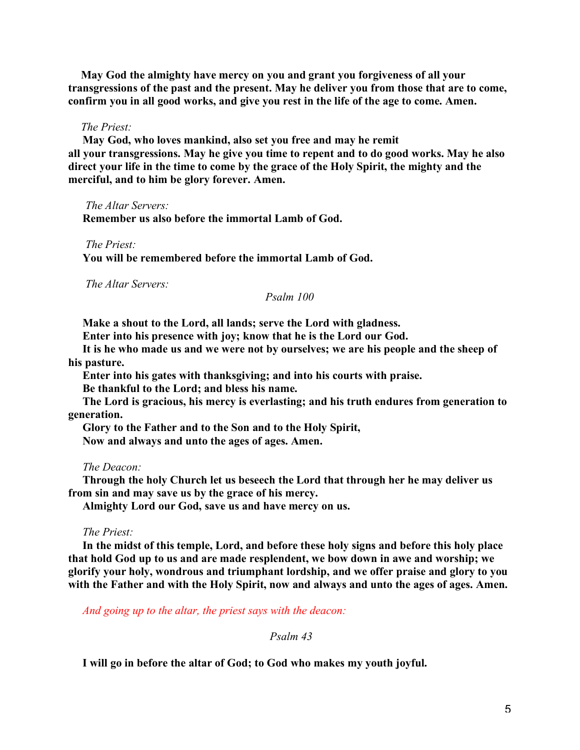**May God the almighty have mercy on you and grant you forgiveness of all your transgressions of the past and the present. May he deliver you from those that are to come, confirm you in all good works, and give you rest in the life of the age to come. Amen.**

*The Priest:*

**May God, who loves mankind, also set you free and may he remit all your transgressions. May he give you time to repent and to do good works. May he also direct your life in the time to come by the grace of the Holy Spirit, the mighty and the merciful, and to him be glory forever. Amen.**

*The Altar Servers:*

**Remember us also before the immortal Lamb of God.**

*The Priest:*

**You will be remembered before the immortal Lamb of God.**

*The Altar Servers:*

*Psalm 100*

**Make a shout to the Lord, all lands; serve the Lord with gladness.**

**Enter into his presence with joy; know that he is the Lord our God.**

**It is he who made us and we were not by ourselves; we are his people and the sheep of his pasture.**

**Enter into his gates with thanksgiving; and into his courts with praise.**

**Be thankful to the Lord; and bless his name.**

**The Lord is gracious, his mercy is everlasting; and his truth endures from generation to generation.**

**Glory to the Father and to the Son and to the Holy Spirit,**

**Now and always and unto the ages of ages. Amen.**

*The Deacon:*

**Through the holy Church let us beseech the Lord that through her he may deliver us from sin and may save us by the grace of his mercy.**

**Almighty Lord our God, save us and have mercy on us.**

*The Priest:*

**In the midst of this temple, Lord, and before these holy signs and before this holy place that hold God up to us and are made resplendent, we bow down in awe and worship; we glorify your holy, wondrous and triumphant lordship, and we offer praise and glory to you with the Father and with the Holy Spirit, now and always and unto the ages of ages. Amen.**

*And going up to the altar, the priest says with the deacon:*

*Psalm 43*

**I will go in before the altar of God; to God who makes my youth joyful.**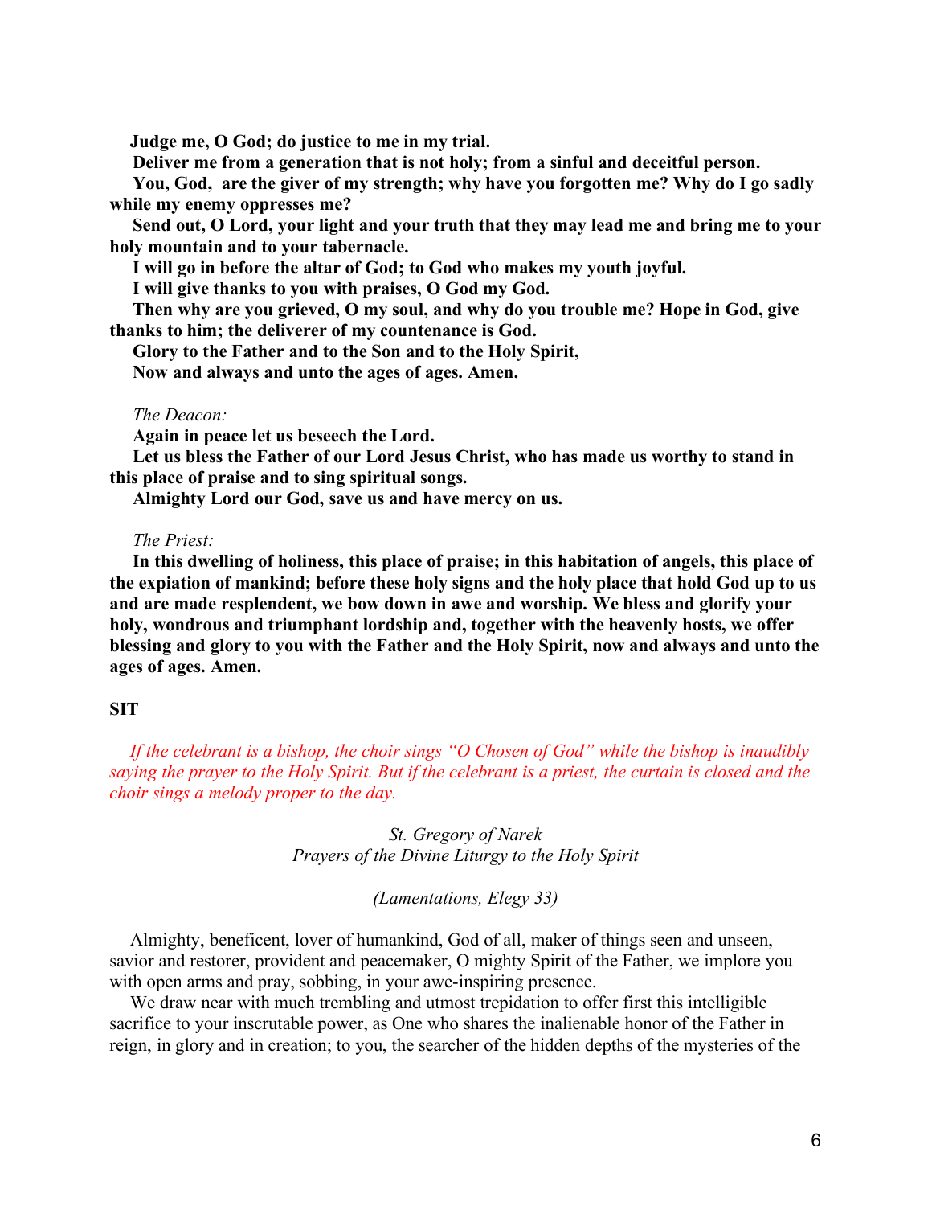**Judge me, O God; do justice to me in my trial.**

**Deliver me from a generation that is not holy; from a sinful and deceitful person.**

**You, God, are the giver of my strength; why have you forgotten me? Why do I go sadly while my enemy oppresses me?**

**Send out, O Lord, your light and your truth that they may lead me and bring me to your holy mountain and to your tabernacle.**

**I will go in before the altar of God; to God who makes my youth joyful.**

**I will give thanks to you with praises, O God my God.**

**Then why are you grieved, O my soul, and why do you trouble me? Hope in God, give thanks to him; the deliverer of my countenance is God.**

**Glory to the Father and to the Son and to the Holy Spirit,**
**Now and always and unto the ages of ages. Amen.**

*The Deacon:*

**Again in peace let us beseech the Lord.**

**Let us bless the Father of our Lord Jesus Christ, who has made us worthy to stand in this place of praise and to sing spiritual songs.**

**Almighty Lord our God, save us and have mercy on us.**

*The Priest:*

**In this dwelling of holiness, this place of praise; in this habitation of angels, this place of the expiation of mankind; before these holy signs and the holy place that hold God up to us and are made resplendent, we bow down in awe and worship. We bless and glorify your holy, wondrous and triumphant lordship and, together with the heavenly hosts, we offer blessing and glory to you with the Father and the Holy Spirit, now and always and unto the ages of ages. Amen.**

**SIT**

*If the celebrant is a bishop, the choir sings "O Chosen of God" while the bishop is inaudibly saying the prayer to the Holy Spirit. But if the celebrant is a priest, the curtain is closed and the choir sings a melody proper to the day.*

*St. Gregory of Narek*
*Prayers of the Divine Liturgy to the Holy Spirit*

*(Lamentations, Elegy 33)*

Almighty, beneficent, lover of humankind, God of all, maker of things seen and unseen, savior and restorer, provident and peacemaker, O mighty Spirit of the Father, we implore you with open arms and pray, sobbing, in your awe-inspiring presence.

We draw near with much trembling and utmost trepidation to offer first this intelligible sacrifice to your inscrutable power, as One who shares the inalienable honor of the Father in reign, in glory and in creation; to you, the searcher of the hidden depths of the mysteries of the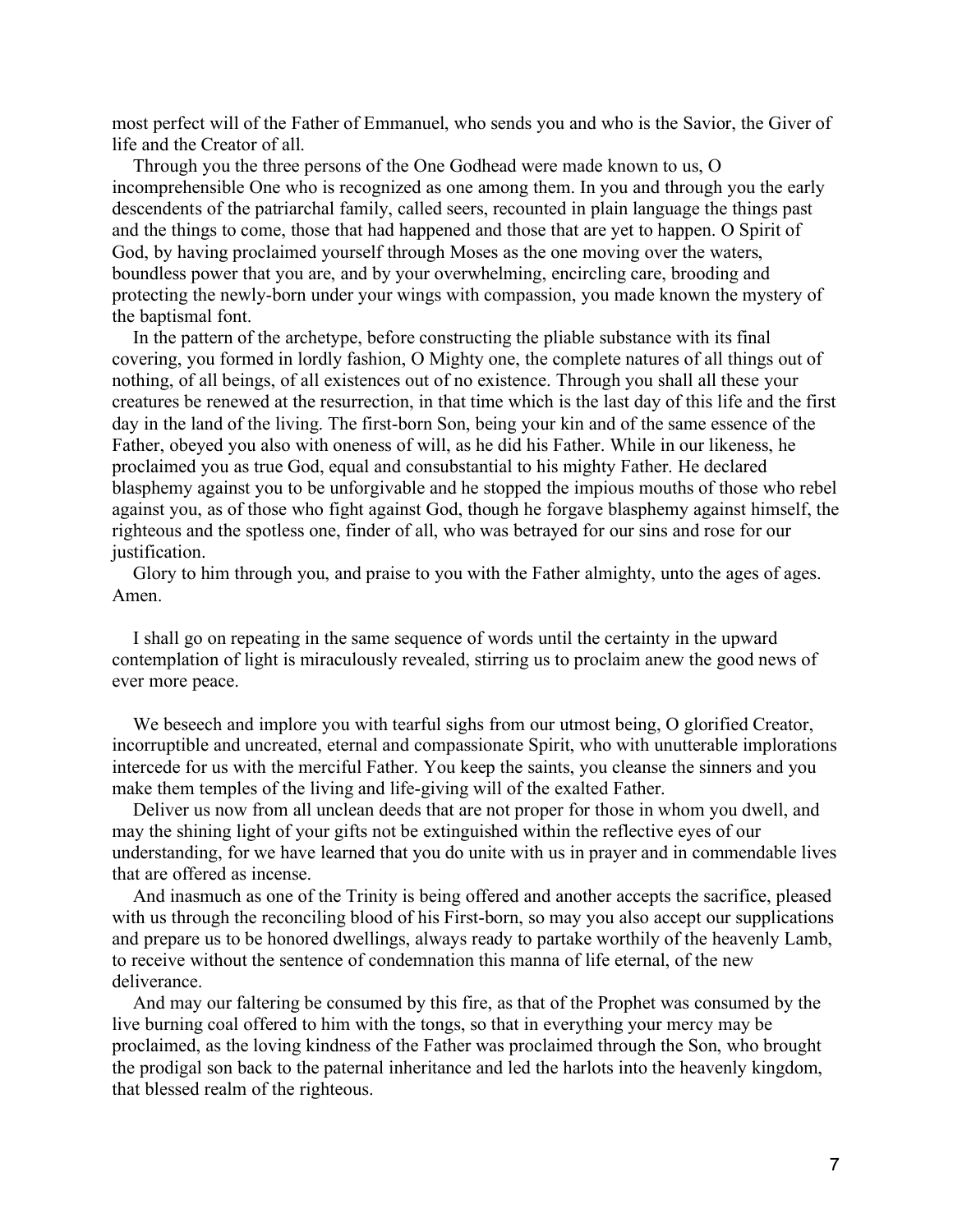most perfect will of the Father of Emmanuel, who sends you and who is the Savior, the Giver of life and the Creator of all.

Through you the three persons of the One Godhead were made known to us, O incomprehensible One who is recognized as one among them. In you and through you the early descendents of the patriarchal family, called seers, recounted in plain language the things past and the things to come, those that had happened and those that are yet to happen. O Spirit of God, by having proclaimed yourself through Moses as the one moving over the waters, boundless power that you are, and by your overwhelming, encircling care, brooding and protecting the newly-born under your wings with compassion, you made known the mystery of the baptismal font.

In the pattern of the archetype, before constructing the pliable substance with its final covering, you formed in lordly fashion, O Mighty one, the complete natures of all things out of nothing, of all beings, of all existences out of no existence. Through you shall all these your creatures be renewed at the resurrection, in that time which is the last day of this life and the first day in the land of the living. The first-born Son, being your kin and of the same essence of the Father, obeyed you also with oneness of will, as he did his Father. While in our likeness, he proclaimed you as true God, equal and consubstantial to his mighty Father. He declared blasphemy against you to be unforgivable and he stopped the impious mouths of those who rebel against you, as of those who fight against God, though he forgave blasphemy against himself, the righteous and the spotless one, finder of all, who was betrayed for our sins and rose for our justification.

Glory to him through you, and praise to you with the Father almighty, unto the ages of ages. Amen.

I shall go on repeating in the same sequence of words until the certainty in the upward contemplation of light is miraculously revealed, stirring us to proclaim anew the good news of ever more peace.

We beseech and implore you with tearful sighs from our utmost being, O glorified Creator, incorruptible and uncreated, eternal and compassionate Spirit, who with unutterable implorations intercede for us with the merciful Father. You keep the saints, you cleanse the sinners and you make them temples of the living and life-giving will of the exalted Father.

Deliver us now from all unclean deeds that are not proper for those in whom you dwell, and may the shining light of your gifts not be extinguished within the reflective eyes of our understanding, for we have learned that you do unite with us in prayer and in commendable lives that are offered as incense.

And inasmuch as one of the Trinity is being offered and another accepts the sacrifice, pleased with us through the reconciling blood of his First-born, so may you also accept our supplications and prepare us to be honored dwellings, always ready to partake worthily of the heavenly Lamb, to receive without the sentence of condemnation this manna of life eternal, of the new deliverance.

And may our faltering be consumed by this fire, as that of the Prophet was consumed by the live burning coal offered to him with the tongs, so that in everything your mercy may be proclaimed, as the loving kindness of the Father was proclaimed through the Son, who brought the prodigal son back to the paternal inheritance and led the harlots into the heavenly kingdom, that blessed realm of the righteous.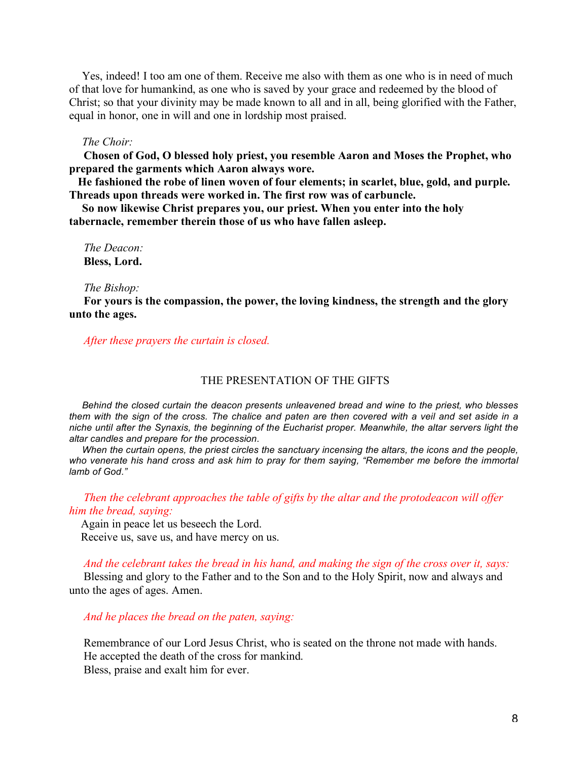Yes, indeed! I too am one of them. Receive me also with them as one who is in need of much of that love for humankind, as one who is saved by your grace and redeemed by the blood of Christ; so that your divinity may be made known to all and in all, being glorified with the Father, equal in honor, one in will and one in lordship most praised.

*The Choir:*

**Chosen of God, O blessed holy priest, you resemble Aaron and Moses the Prophet, who prepared the garments which Aaron always wore.**

**He fashioned the robe of linen woven of four elements; in scarlet, blue, gold, and purple. Threads upon threads were worked in. The first row was of carbuncle.**

**So now likewise Christ prepares you, our priest. When you enter into the holy tabernacle, remember therein those of us who have fallen asleep.**

*The Deacon:*

**Bless, Lord.**

*The Bishop:*

**For yours is the compassion, the power, the loving kindness, the strength and the glory unto the ages.**

*After these prayers the curtain is closed.*

## THE PRESENTATION OF THE GIFTS

*Behind the closed curtain the deacon presents unleavened bread and wine to the priest, who blesses them with the sign of the cross. The chalice and paten are then covered with a veil and set aside in a niche until after the Synaxis, the beginning of the Eucharist proper. Meanwhile, the altar servers light the altar candles and prepare for the procession.*

*When the curtain opens, the priest circles the sanctuary incensing the altars, the icons and the people, who venerate his hand cross and ask him to pray for them saying, "Remember me before the immortal lamb of God."*

*Then the celebrant approaches the table of gifts by the altar and the protodeacon will offer him the bread, saying:*

Again in peace let us beseech the Lord.
Receive us, save us, and have mercy on us.

*And the celebrant takes the bread in his hand, and making the sign of the cross over it, says:*

Blessing and glory to the Father and to the Son and to the Holy Spirit, now and always and unto the ages of ages. Amen.

*And he places the bread on the paten, saying:*

Remembrance of our Lord Jesus Christ, who is seated on the throne not made with hands.
He accepted the death of the cross for mankind.
Bless, praise and exalt him for ever.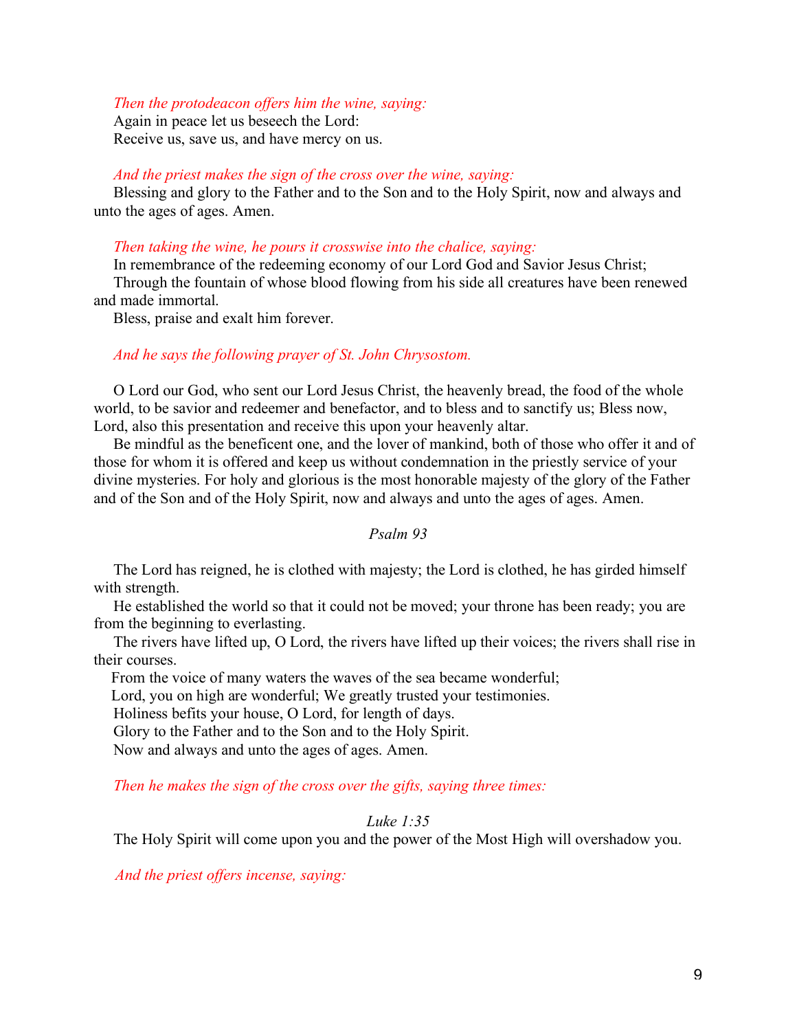*Then the protodeacon offers him the wine, saying:*

Again in peace let us beseech the Lord:
Receive us, save us, and have mercy on us.

*And the priest makes the sign of the cross over the wine, saying:*

Blessing and glory to the Father and to the Son and to the Holy Spirit, now and always and unto the ages of ages. Amen.

*Then taking the wine, he pours it crosswise into the chalice, saying:*

In remembrance of the redeeming economy of our Lord God and Savior Jesus Christ;
Through the fountain of whose blood flowing from his side all creatures have been renewed and made immortal.
Bless, praise and exalt him forever.

*And he says the following prayer of St. John Chrysostom.*

O Lord our God, who sent our Lord Jesus Christ, the heavenly bread, the food of the whole world, to be savior and redeemer and benefactor, and to bless and to sanctify us; Bless now, Lord, also this presentation and receive this upon your heavenly altar.

Be mindful as the beneficent one, and the lover of mankind, both of those who offer it and of those for whom it is offered and keep us without condemnation in the priestly service of your divine mysteries. For holy and glorious is the most honorable majesty of the glory of the Father and of the Son and of the Holy Spirit, now and always and unto the ages of ages. Amen.

*Psalm 93*

The Lord has reigned, he is clothed with majesty; the Lord is clothed, he has girded himself with strength.
He established the world so that it could not be moved; your throne has been ready; you are from the beginning to everlasting.
The rivers have lifted up, O Lord, the rivers have lifted up their voices; the rivers shall rise in their courses.
From the voice of many waters the waves of the sea became wonderful;
Lord, you on high are wonderful; We greatly trusted your testimonies.
Holiness befits your house, O Lord, for length of days.
Glory to the Father and to the Son and to the Holy Spirit.
Now and always and unto the ages of ages. Amen.

*Then he makes the sign of the cross over the gifts, saying three times:*

*Luke 1:35*

The Holy Spirit will come upon you and the power of the Most High will overshadow you.

*And the priest offers incense, saying:*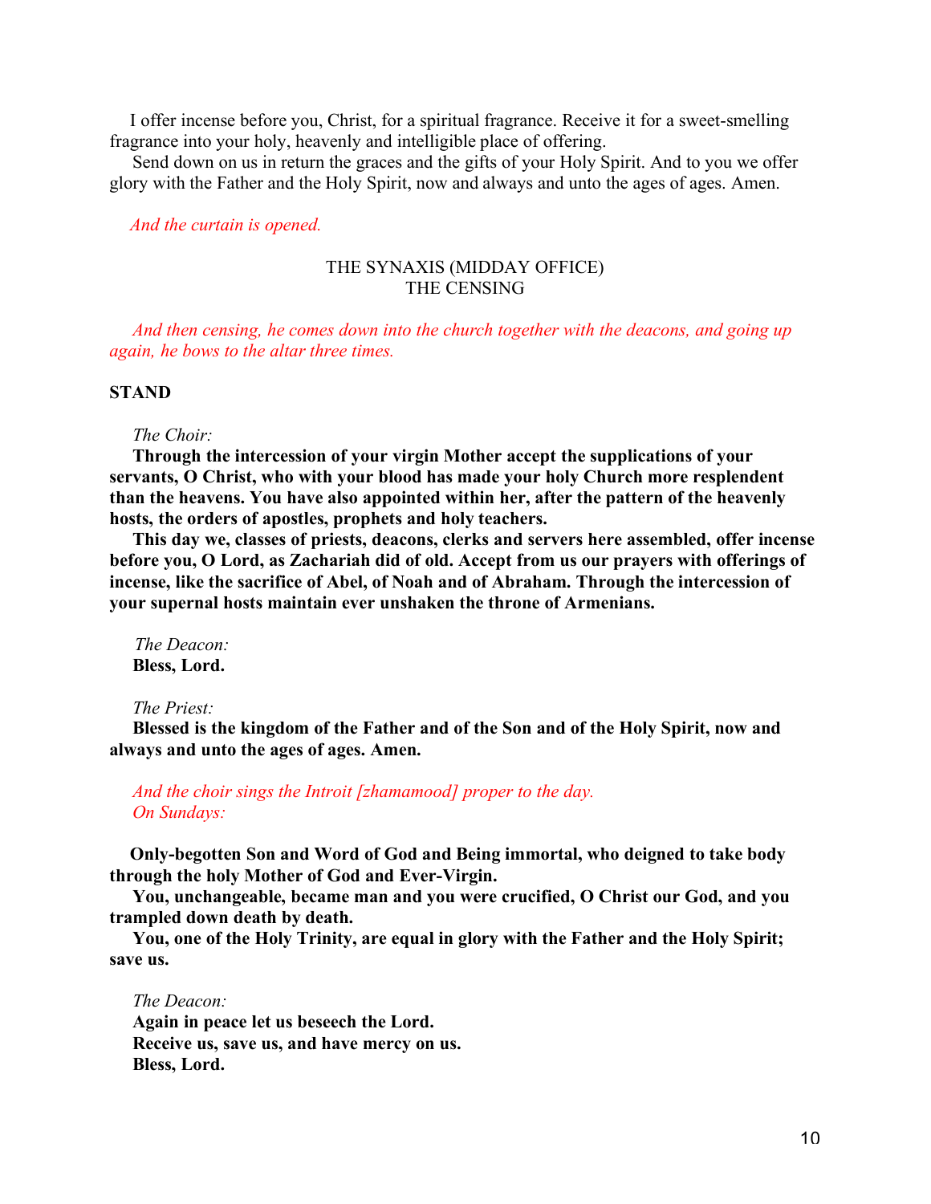I offer incense before you, Christ, for a spiritual fragrance. Receive it for a sweet-smelling fragrance into your holy, heavenly and intelligible place of offering.

Send down on us in return the graces and the gifts of your Holy Spirit. And to you we offer glory with the Father and the Holy Spirit, now and always and unto the ages of ages. Amen.

*And the curtain is opened.*

## THE SYNAXIS (MIDDAY OFFICE)
## THE CENSING

*And then censing, he comes down into the church together with the deacons, and going up again, he bows to the altar three times.*

**STAND**

*The Choir:*

**Through the intercession of your virgin Mother accept the supplications of your servants, O Christ, who with your blood has made your holy Church more resplendent than the heavens. You have also appointed within her, after the pattern of the heavenly hosts, the orders of apostles, prophets and holy teachers.**

**This day we, classes of priests, deacons, clerks and servers here assembled, offer incense before you, O Lord, as Zachariah did of old. Accept from us our prayers with offerings of incense, like the sacrifice of Abel, of Noah and of Abraham. Through the intercession of your supernal hosts maintain ever unshaken the throne of Armenians.**

*The Deacon:*
**Bless, Lord.**

*The Priest:*
**Blessed is the kingdom of the Father and of the Son and of the Holy Spirit, now and always and unto the ages of ages. Amen.**

*And the choir sings the Introit [zhamamood] proper to the day.*
*On Sundays:*

**Only-begotten Son and Word of God and Being immortal, who deigned to take body through the holy Mother of God and Ever-Virgin.**

**You, unchangeable, became man and you were crucified, O Christ our God, and you trampled down death by death.**

**You, one of the Holy Trinity, are equal in glory with the Father and the Holy Spirit; save us.**

*The Deacon:*
**Again in peace let us beseech the Lord.**
**Receive us, save us, and have mercy on us.**
**Bless, Lord.**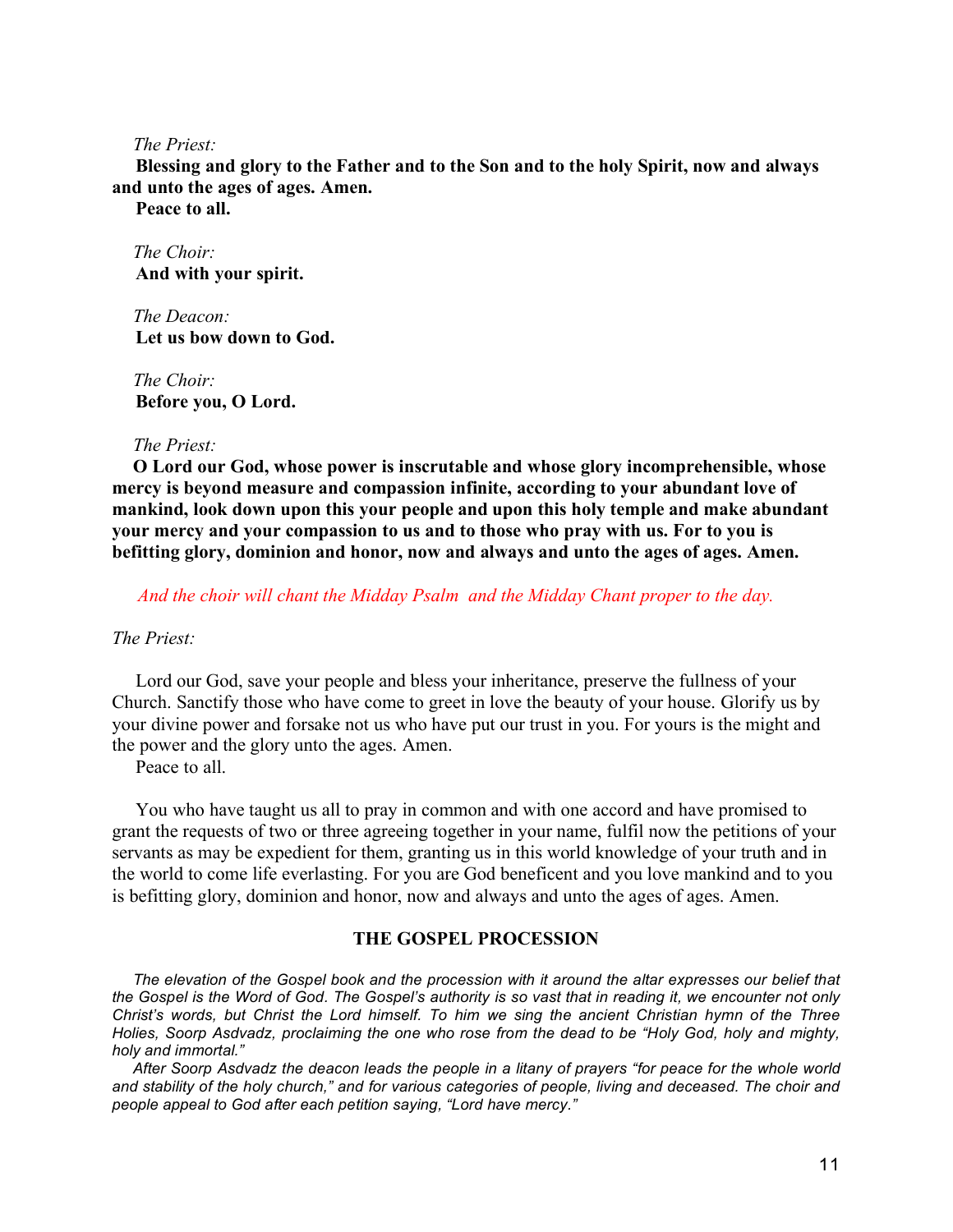*The Priest:*

**Blessing and glory to the Father and to the Son and to the holy Spirit, now and always and unto the ages of ages. Amen.**

**Peace to all.**

*The Choir:*

**And with your spirit.**

*The Deacon:*

**Let us bow down to God.**

*The Choir:*

**Before you, O Lord.**

*The Priest:*

**O Lord our God, whose power is inscrutable and whose glory incomprehensible, whose mercy is beyond measure and compassion infinite, according to your abundant love of mankind, look down upon this your people and upon this holy temple and make abundant your mercy and your compassion to us and to those who pray with us. For to you is befitting glory, dominion and honor, now and always and unto the ages of ages. Amen.**

*And the choir will chant the Midday Psalm and the Midday Chant proper to the day.*

*The Priest:*

Lord our God, save your people and bless your inheritance, preserve the fullness of your Church. Sanctify those who have come to greet in love the beauty of your house. Glorify us by your divine power and forsake not us who have put our trust in you. For yours is the might and the power and the glory unto the ages. Amen.

Peace to all.

You who have taught us all to pray in common and with one accord and have promised to grant the requests of two or three agreeing together in your name, fulfil now the petitions of your servants as may be expedient for them, granting us in this world knowledge of your truth and in the world to come life everlasting. For you are God beneficent and you love mankind and to you is befitting glory, dominion and honor, now and always and unto the ages of ages. Amen.

## THE GOSPEL PROCESSION

*The elevation of the Gospel book and the procession with it around the altar expresses our belief that the Gospel is the Word of God. The Gospel's authority is so vast that in reading it, we encounter not only Christ's words, but Christ the Lord himself. To him we sing the ancient Christian hymn of the Three Holies, Soorp Asdvadz, proclaiming the one who rose from the dead to be "Holy God, holy and mighty, holy and immortal."*

*After Soorp Asdvadz the deacon leads the people in a litany of prayers "for peace for the whole world and stability of the holy church," and for various categories of people, living and deceased. The choir and people appeal to God after each petition saying, "Lord have mercy."*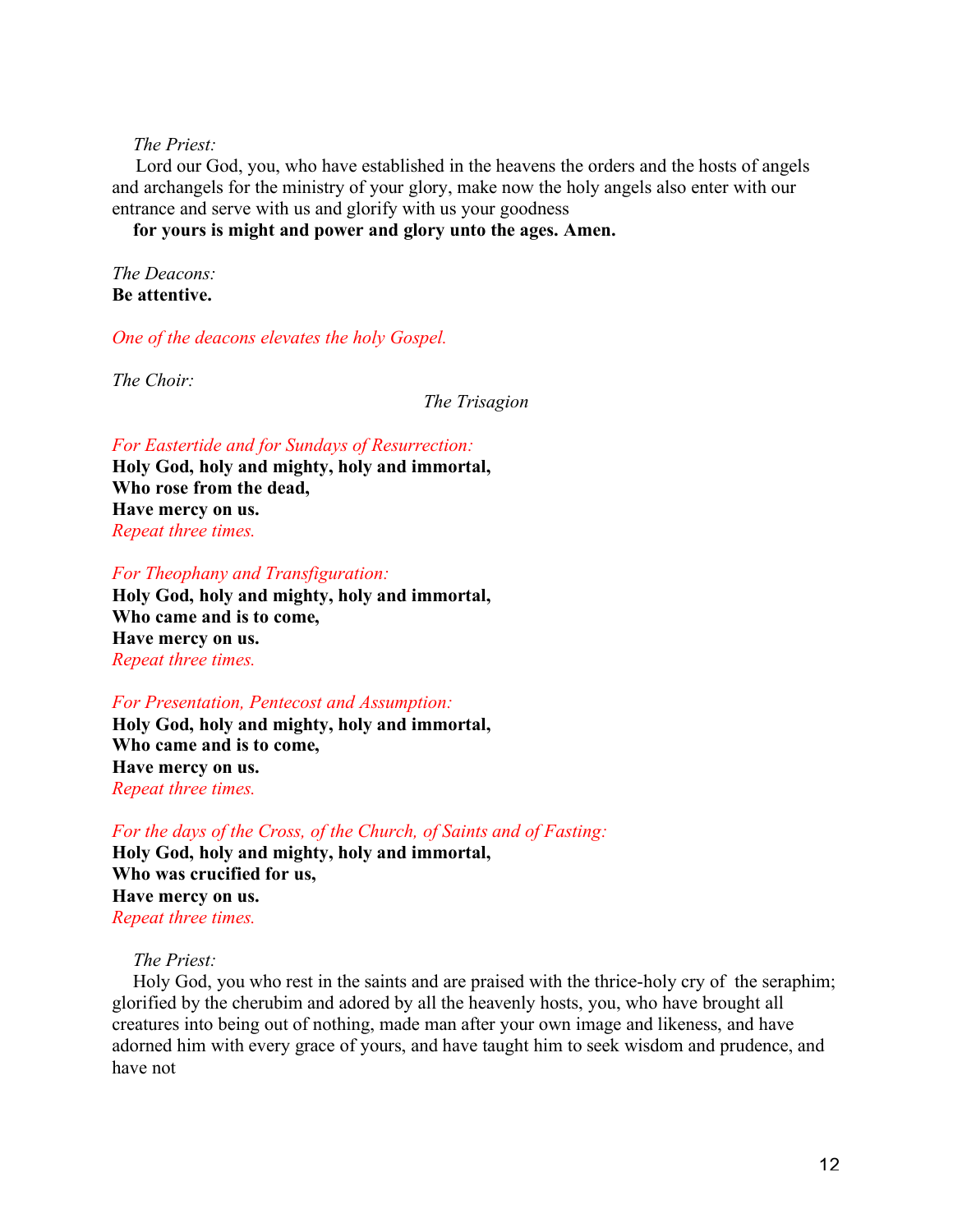*The Priest:*

Lord our God, you, who have established in the heavens the orders and the hosts of angels and archangels for the ministry of your glory, make now the holy angels also enter with our entrance and serve with us and glorify with us your goodness

**for yours is might and power and glory unto the ages. Amen.**

*The Deacons:*

**Be attentive.**

*One of the deacons elevates the holy Gospel.*

*The Choir:*

*The Trisagion*

*For Eastertide and for Sundays of Resurrection:*

**Holy God, holy and mighty, holy and immortal,**
**Who rose from the dead,**
**Have mercy on us.**
*Repeat three times.*

*For Theophany and Transfiguration:*

**Holy God, holy and mighty, holy and immortal,**
**Who came and is to come,**
**Have mercy on us.**
*Repeat three times.*

*For Presentation, Pentecost and Assumption:*

**Holy God, holy and mighty, holy and immortal,**
**Who came and is to come,**
**Have mercy on us.**
*Repeat three times.*

*For the days of the Cross, of the Church, of Saints and of Fasting:*

**Holy God, holy and mighty, holy and immortal,**
**Who was crucified for us,**
**Have mercy on us.**
*Repeat three times.*

*The Priest:*

Holy God, you who rest in the saints and are praised with the thrice-holy cry of the seraphim; glorified by the cherubim and adored by all the heavenly hosts, you, who have brought all creatures into being out of nothing, made man after your own image and likeness, and have adorned him with every grace of yours, and have taught him to seek wisdom and prudence, and have not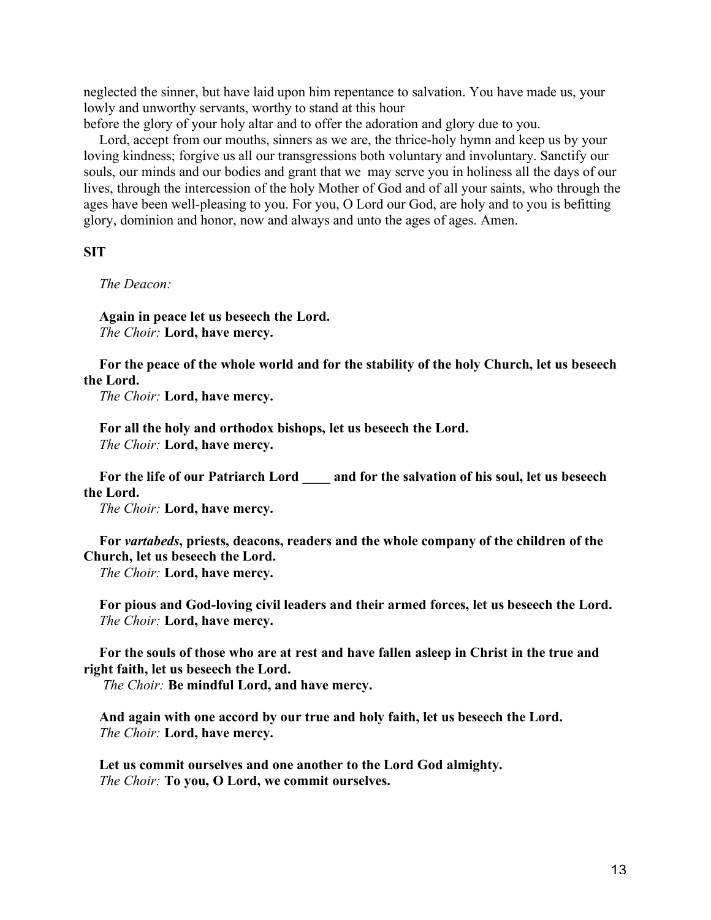neglected the sinner, but have laid upon him repentance to salvation. You have made us, your lowly and unworthy servants, worthy to stand at this hour
before the glory of your holy altar and to offer the adoration and glory due to you.

Lord, accept from our mouths, sinners as we are, the thrice-holy hymn and keep us by your loving kindness; forgive us all our transgressions both voluntary and involuntary. Sanctify our souls, our minds and our bodies and grant that we may serve you in holiness all the days of our lives, through the intercession of the holy Mother of God and of all your saints, who through the ages have been well-pleasing to you. For you, O Lord our God, are holy and to you is befitting glory, dominion and honor, now and always and unto the ages of ages. Amen.

**SIT**

*The Deacon:*

**Again in peace let us beseech the Lord.**
*The Choir:* **Lord, have mercy.**

**For the peace of the whole world and for the stability of the holy Church, let us beseech the Lord.**
*The Choir:* **Lord, have mercy.**

**For all the holy and orthodox bishops, let us beseech the Lord.**
*The Choir:* **Lord, have mercy.**

**For the life of our Patriarch Lord ____ and for the salvation of his soul, let us beseech the Lord.**
*The Choir:* **Lord, have mercy.**

**For *vartabeds*, priests, deacons, readers and the whole company of the children of the Church, let us beseech the Lord.**
*The Choir:* **Lord, have mercy.**

**For pious and God-loving civil leaders and their armed forces, let us beseech the Lord.**
*The Choir:* **Lord, have mercy.**

**For the souls of those who are at rest and have fallen asleep in Christ in the true and right faith, let us beseech the Lord.**
*The Choir:* **Be mindful Lord, and have mercy.**

**And again with one accord by our true and holy faith, let us beseech the Lord.**
*The Choir:* **Lord, have mercy.**

**Let us commit ourselves and one another to the Lord God almighty.**
*The Choir:* **To you, O Lord, we commit ourselves.**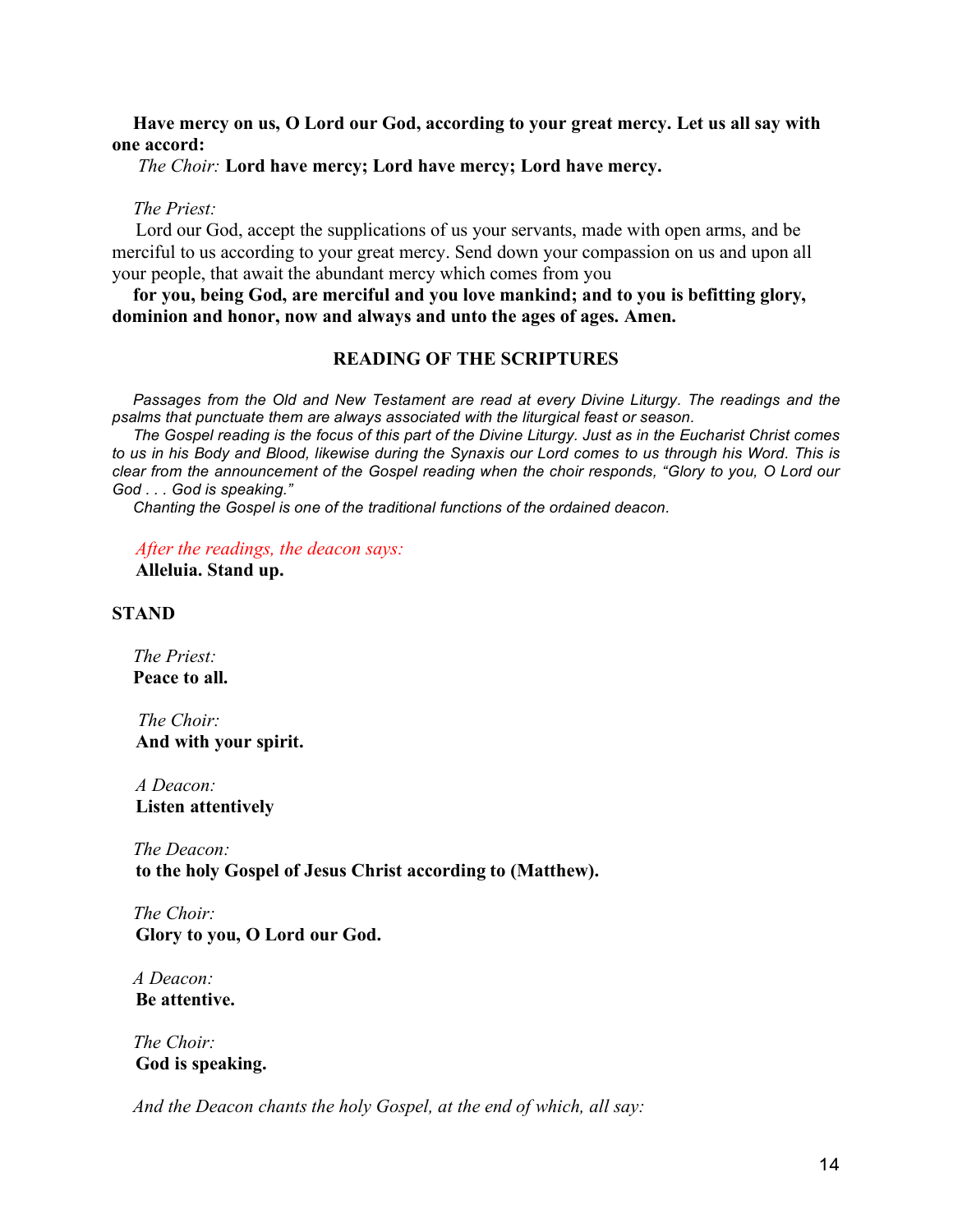**Have mercy on us, O Lord our God, according to your great mercy. Let us all say with one accord:**

*The Choir:* **Lord have mercy; Lord have mercy; Lord have mercy.**

*The Priest:*

Lord our God, accept the supplications of us your servants, made with open arms, and be merciful to us according to your great mercy. Send down your compassion on us and upon all your people, that await the abundant mercy which comes from you

**for you, being God, are merciful and you love mankind; and to you is befitting glory, dominion and honor, now and always and unto the ages of ages. Amen.**

### READING OF THE SCRIPTURES

*Passages from the Old and New Testament are read at every Divine Liturgy. The readings and the psalms that punctuate them are always associated with the liturgical feast or season.*

*The Gospel reading is the focus of this part of the Divine Liturgy. Just as in the Eucharist Christ comes to us in his Body and Blood, likewise during the Synaxis our Lord comes to us through his Word. This is clear from the announcement of the Gospel reading when the choir responds, "Glory to you, O Lord our God . . . God is speaking."*

*Chanting the Gospel is one of the traditional functions of the ordained deacon.*

*After the readings, the deacon says:*

**Alleluia. Stand up.**

**STAND**

*The Priest:*

**Peace to all.**

*The Choir:*

**And with your spirit.**

*A Deacon:*

**Listen attentively**

*The Deacon:*

**to the holy Gospel of Jesus Christ according to (Matthew).**

*The Choir:*

**Glory to you, O Lord our God.**

*A Deacon:*

**Be attentive.**

*The Choir:*

**God is speaking.**

*And the Deacon chants the holy Gospel, at the end of which, all say:*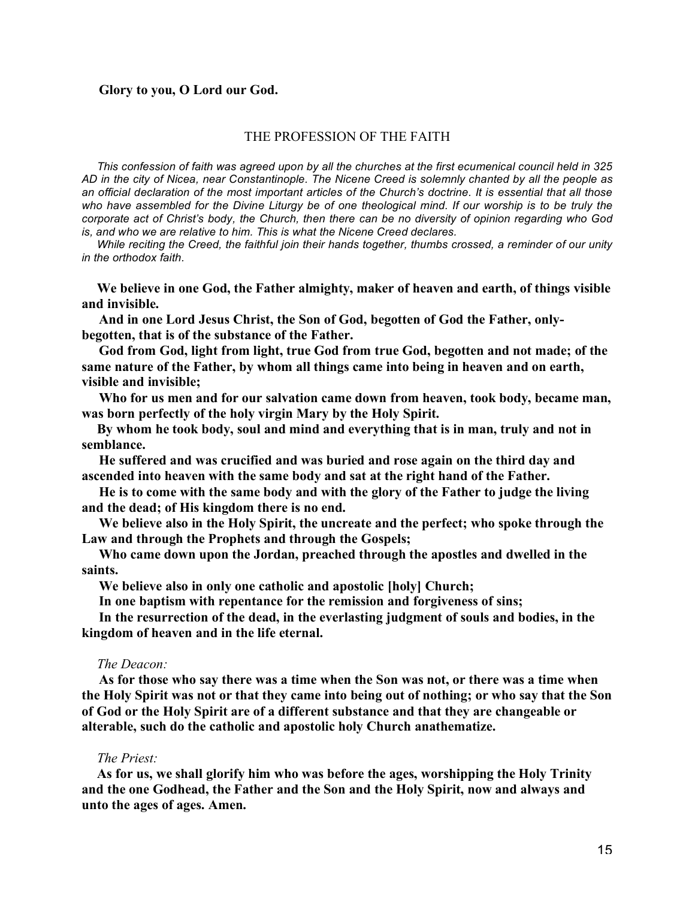**Glory to you, O Lord our God.**

## THE PROFESSION OF THE FAITH

*This confession of faith was agreed upon by all the churches at the first ecumenical council held in 325 AD in the city of Nicea, near Constantinople. The Nicene Creed is solemnly chanted by all the people as an official declaration of the most important articles of the Church's doctrine. It is essential that all those who have assembled for the Divine Liturgy be of one theological mind. If our worship is to be truly the corporate act of Christ's body, the Church, then there can be no diversity of opinion regarding who God is, and who we are relative to him. This is what the Nicene Creed declares.*

*While reciting the Creed, the faithful join their hands together, thumbs crossed, a reminder of our unity in the orthodox faith.*

**We believe in one God, the Father almighty, maker of heaven and earth, of things visible and invisible.**

**And in one Lord Jesus Christ, the Son of God, begotten of God the Father, only-begotten, that is of the substance of the Father.**

**God from God, light from light, true God from true God, begotten and not made; of the same nature of the Father, by whom all things came into being in heaven and on earth, visible and invisible;**

**Who for us men and for our salvation came down from heaven, took body, became man, was born perfectly of the holy virgin Mary by the Holy Spirit.**

**By whom he took body, soul and mind and everything that is in man, truly and not in semblance.**

**He suffered and was crucified and was buried and rose again on the third day and ascended into heaven with the same body and sat at the right hand of the Father.**

**He is to come with the same body and with the glory of the Father to judge the living and the dead; of His kingdom there is no end.**

**We believe also in the Holy Spirit, the uncreate and the perfect; who spoke through the Law and through the Prophets and through the Gospels;**

**Who came down upon the Jordan, preached through the apostles and dwelled in the saints.**

**We believe also in only one catholic and apostolic [holy] Church;**

**In one baptism with repentance for the remission and forgiveness of sins;**

**In the resurrection of the dead, in the everlasting judgment of souls and bodies, in the kingdom of heaven and in the life eternal.**

*The Deacon:*

**As for those who say there was a time when the Son was not, or there was a time when the Holy Spirit was not or that they came into being out of nothing; or who say that the Son of God or the Holy Spirit are of a different substance and that they are changeable or alterable, such do the catholic and apostolic holy Church anathematize.**

*The Priest:*

**As for us, we shall glorify him who was before the ages, worshipping the Holy Trinity and the one Godhead, the Father and the Son and the Holy Spirit, now and always and unto the ages of ages. Amen.**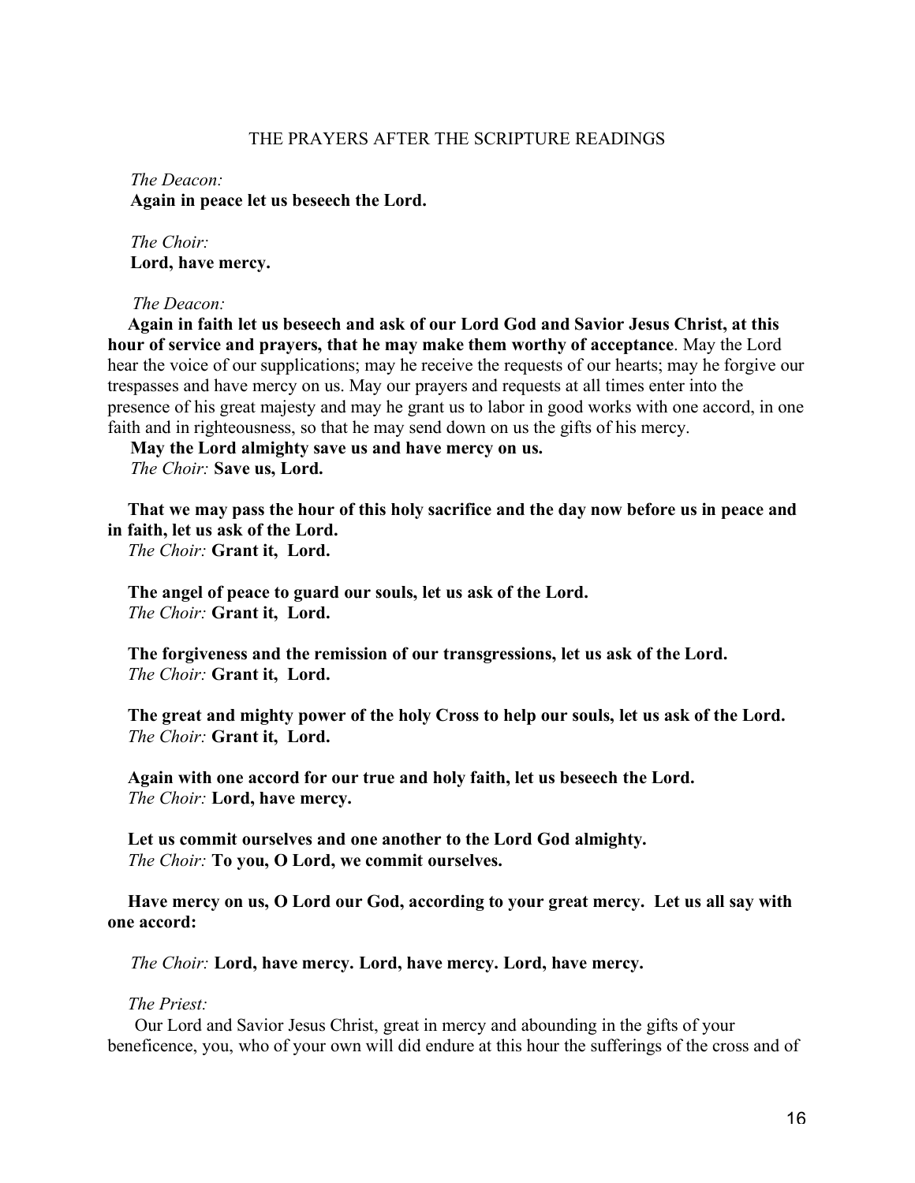## THE PRAYERS AFTER THE SCRIPTURE READINGS

*The Deacon:*
**Again in peace let us beseech the Lord.**

*The Choir:*
**Lord, have mercy.**

*The Deacon:*
**Again in faith let us beseech and ask of our Lord God and Savior Jesus Christ, at this hour of service and prayers, that he may make them worthy of acceptance**. May the Lord hear the voice of our supplications; may he receive the requests of our hearts; may he forgive our trespasses and have mercy on us. May our prayers and requests at all times enter into the presence of his great majesty and may he grant us to labor in good works with one accord, in one faith and in righteousness, so that he may send down on us the gifts of his mercy.

**May the Lord almighty save us and have mercy on us.**
*The Choir:* **Save us, Lord.**

**That we may pass the hour of this holy sacrifice and the day now before us in peace and in faith, let us ask of the Lord.**
*The Choir:* **Grant it, Lord.**

**The angel of peace to guard our souls, let us ask of the Lord.**
*The Choir:* **Grant it, Lord.**

**The forgiveness and the remission of our transgressions, let us ask of the Lord.**
*The Choir:* **Grant it, Lord.**

**The great and mighty power of the holy Cross to help our souls, let us ask of the Lord.**
*The Choir:* **Grant it, Lord.**

**Again with one accord for our true and holy faith, let us beseech the Lord.**
*The Choir:* **Lord, have mercy.**

**Let us commit ourselves and one another to the Lord God almighty.**
*The Choir:* **To you, O Lord, we commit ourselves.**

**Have mercy on us, O Lord our God, according to your great mercy. Let us all say with one accord:**

*The Choir:* **Lord, have mercy. Lord, have mercy. Lord, have mercy.**

*The Priest:*
Our Lord and Savior Jesus Christ, great in mercy and abounding in the gifts of your beneficence, you, who of your own will did endure at this hour the sufferings of the cross and of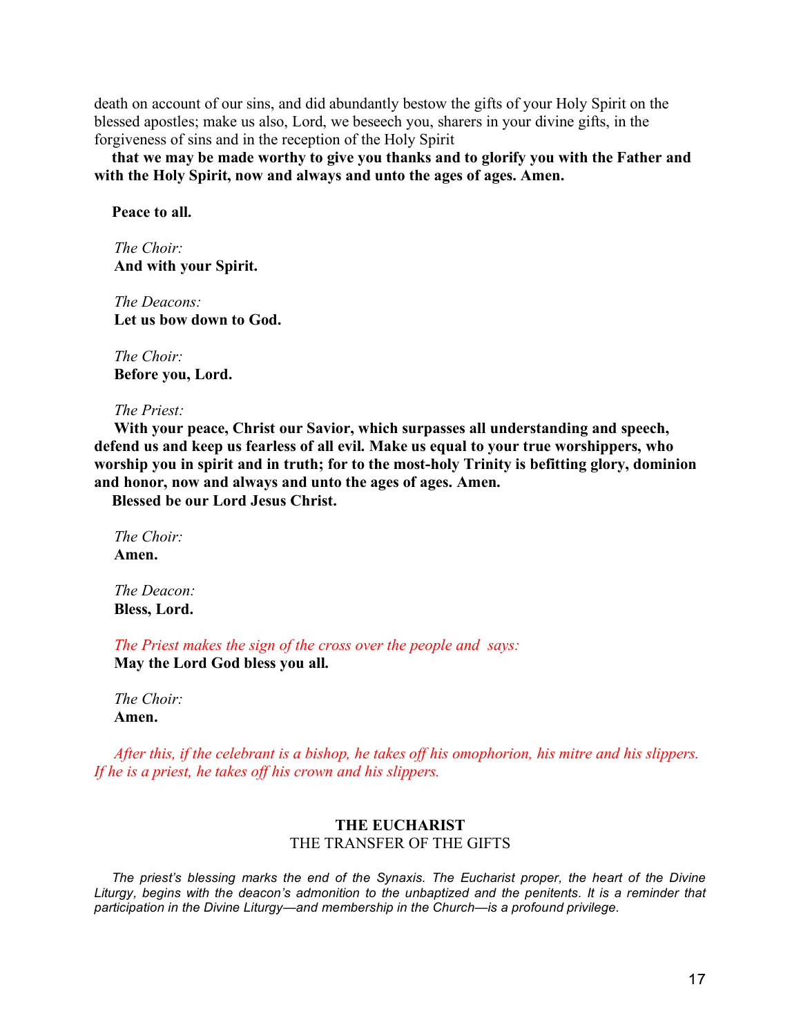death on account of our sins, and did abundantly bestow the gifts of your Holy Spirit on the blessed apostles; make us also, Lord, we beseech you, sharers in your divine gifts, in the forgiveness of sins and in the reception of the Holy Spirit

**that we may be made worthy to give you thanks and to glorify you with the Father and with the Holy Spirit, now and always and unto the ages of ages. Amen.**

**Peace to all.**

*The Choir:*
**And with your Spirit.**

*The Deacons:*
**Let us bow down to God.**

*The Choir:*
**Before you, Lord.**

*The Priest:*
**With your peace, Christ our Savior, which surpasses all understanding and speech, defend us and keep us fearless of all evil. Make us equal to your true worshippers, who worship you in spirit and in truth; for to the most-holy Trinity is befitting glory, dominion and honor, now and always and unto the ages of ages. Amen.**
**Blessed be our Lord Jesus Christ.**

*The Choir:*
**Amen.**

*The Deacon:*
**Bless, Lord.**

*The Priest makes the sign of the cross over the people and says:*
**May the Lord God bless you all.**

*The Choir:*
**Amen.**

*After this, if the celebrant is a bishop, he takes off his omophorion, his mitre and his slippers. If he is a priest, he takes off his crown and his slippers.*

## THE EUCHARIST
### THE TRANSFER OF THE GIFTS

*The priest's blessing marks the end of the Synaxis. The Eucharist proper, the heart of the Divine Liturgy, begins with the deacon's admonition to the unbaptized and the penitents. It is a reminder that participation in the Divine Liturgy—and membership in the Church—is a profound privilege.*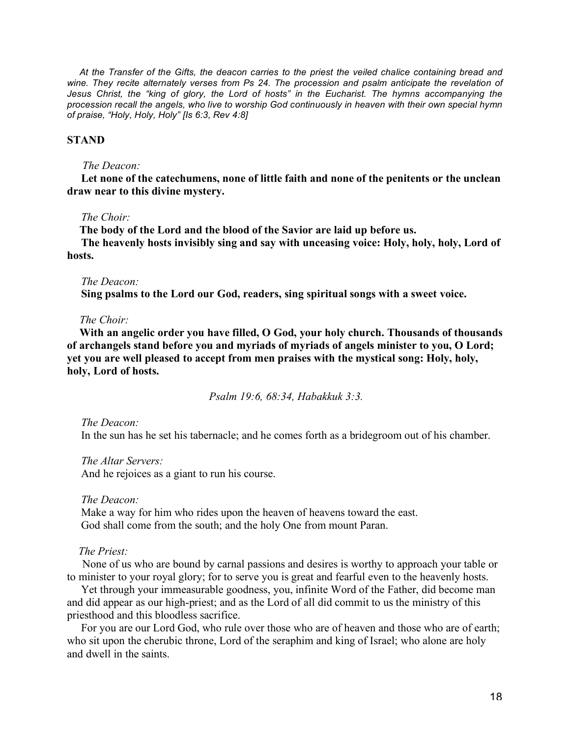*At the Transfer of the Gifts, the deacon carries to the priest the veiled chalice containing bread and wine. They recite alternately verses from Ps 24. The procession and psalm anticipate the revelation of Jesus Christ, the "king of glory, the Lord of hosts" in the Eucharist. The hymns accompanying the procession recall the angels, who live to worship God continuously in heaven with their own special hymn of praise, "Holy, Holy, Holy" [Is 6:3, Rev 4:8]*

**STAND**

*The Deacon:*

**Let none of the catechumens, none of little faith and none of the penitents or the unclean draw near to this divine mystery.**

*The Choir:*

**The body of the Lord and the blood of the Savior are laid up before us.**

**The heavenly hosts invisibly sing and say with unceasing voice: Holy, holy, holy, Lord of hosts.**

*The Deacon:*

**Sing psalms to the Lord our God, readers, sing spiritual songs with a sweet voice.**

*The Choir:*

**With an angelic order you have filled, O God, your holy church. Thousands of thousands of archangels stand before you and myriads of myriads of angels minister to you, O Lord; yet you are well pleased to accept from men praises with the mystical song: Holy, holy, holy, Lord of hosts.**

*Psalm 19:6, 68:34, Habakkuk 3:3.*

*The Deacon:*

In the sun has he set his tabernacle; and he comes forth as a bridegroom out of his chamber.

*The Altar Servers:*

And he rejoices as a giant to run his course.

*The Deacon:*

Make a way for him who rides upon the heaven of heavens toward the east.
God shall come from the south; and the holy One from mount Paran.

*The Priest:*

None of us who are bound by carnal passions and desires is worthy to approach your table or to minister to your royal glory; for to serve you is great and fearful even to the heavenly hosts.

Yet through your immeasurable goodness, you, infinite Word of the Father, did become man and did appear as our high-priest; and as the Lord of all did commit to us the ministry of this priesthood and this bloodless sacrifice.

For you are our Lord God, who rule over those who are of heaven and those who are of earth; who sit upon the cherubic throne, Lord of the seraphim and king of Israel; who alone are holy and dwell in the saints.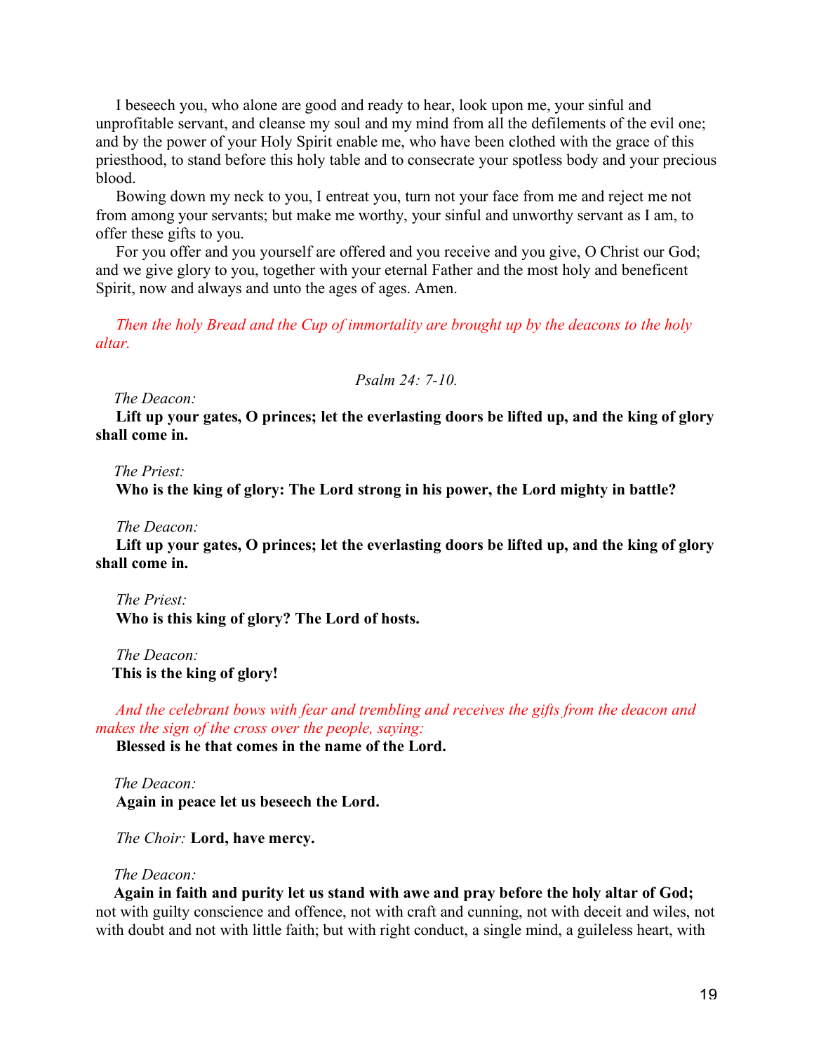I beseech you, who alone are good and ready to hear, look upon me, your sinful and unprofitable servant, and cleanse my soul and my mind from all the defilements of the evil one; and by the power of your Holy Spirit enable me, who have been clothed with the grace of this priesthood, to stand before this holy table and to consecrate your spotless body and your precious blood.

Bowing down my neck to you, I entreat you, turn not your face from me and reject me not from among your servants; but make me worthy, your sinful and unworthy servant as I am, to offer these gifts to you.

For you offer and you yourself are offered and you receive and you give, O Christ our God; and we give glory to you, together with your eternal Father and the most holy and beneficent Spirit, now and always and unto the ages of ages. Amen.

*Then the holy Bread and the Cup of immortality are brought up by the deacons to the holy altar.*

*Psalm 24: 7-10.*

*The Deacon:*
**Lift up your gates, O princes; let the everlasting doors be lifted up, and the king of glory shall come in.**

*The Priest:*
**Who is the king of glory: The Lord strong in his power, the Lord mighty in battle?**

*The Deacon:*
**Lift up your gates, O princes; let the everlasting doors be lifted up, and the king of glory shall come in.**

*The Priest:*
**Who is this king of glory? The Lord of hosts.**

*The Deacon:*
**This is the king of glory!**

*And the celebrant bows with fear and trembling and receives the gifts from the deacon and makes the sign of the cross over the people, saying:*
**Blessed is he that comes in the name of the Lord.**

*The Deacon:*
**Again in peace let us beseech the Lord.**

*The Choir:* **Lord, have mercy.**

*The Deacon:*
**Again in faith and purity let us stand with awe and pray before the holy altar of God;** not with guilty conscience and offence, not with craft and cunning, not with deceit and wiles, not with doubt and not with little faith; but with right conduct, a single mind, a guileless heart, with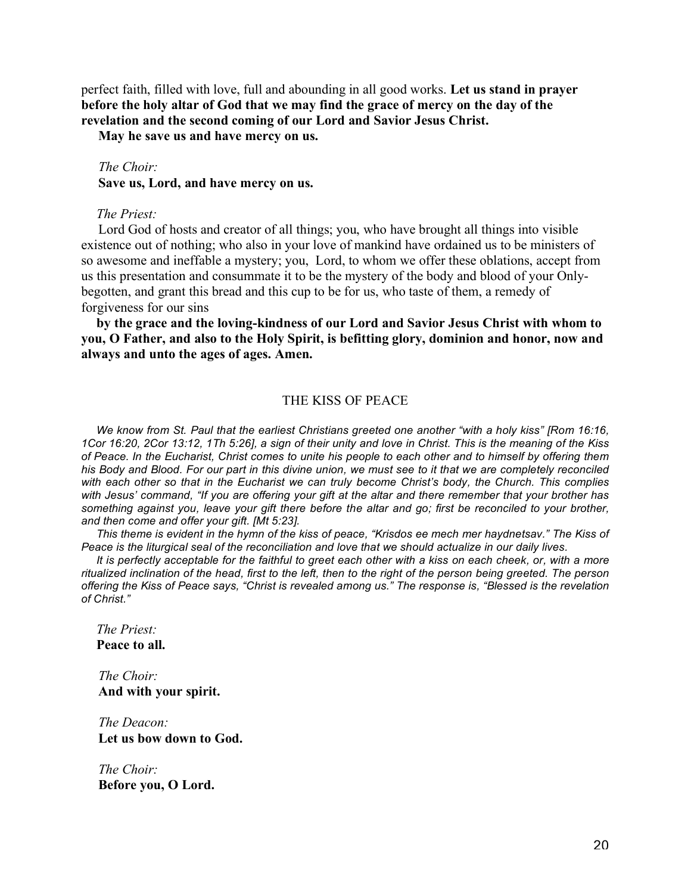perfect faith, filled with love, full and abounding in all good works. **Let us stand in prayer before the holy altar of God that we may find the grace of mercy on the day of the revelation and the second coming of our Lord and Savior Jesus Christ.**

**May he save us and have mercy on us.**

*The Choir:*
**Save us, Lord, and have mercy on us.**

*The Priest:*
Lord God of hosts and creator of all things; you, who have brought all things into visible existence out of nothing; who also in your love of mankind have ordained us to be ministers of so awesome and ineffable a mystery; you, Lord, to whom we offer these oblations, accept from us this presentation and consummate it to be the mystery of the body and blood of your Only-begotten, and grant this bread and this cup to be for us, who taste of them, a remedy of forgiveness for our sins

**by the grace and the loving-kindness of our Lord and Savior Jesus Christ with whom to you, O Father, and also to the Holy Spirit, is befitting glory, dominion and honor, now and always and unto the ages of ages. Amen.**

## THE KISS OF PEACE

*We know from St. Paul that the earliest Christians greeted one another "with a holy kiss" [Rom 16:16, 1Cor 16:20, 2Cor 13:12, 1Th 5:26], a sign of their unity and love in Christ. This is the meaning of the Kiss of Peace. In the Eucharist, Christ comes to unite his people to each other and to himself by offering them his Body and Blood. For our part in this divine union, we must see to it that we are completely reconciled with each other so that in the Eucharist we can truly become Christ's body, the Church. This complies with Jesus' command, "If you are offering your gift at the altar and there remember that your brother has something against you, leave your gift there before the altar and go; first be reconciled to your brother, and then come and offer your gift. [Mt 5:23].*

*This theme is evident in the hymn of the kiss of peace, "Krisdos ee mech mer haydnetsav." The Kiss of Peace is the liturgical seal of the reconciliation and love that we should actualize in our daily lives.*

*It is perfectly acceptable for the faithful to greet each other with a kiss on each cheek, or, with a more ritualized inclination of the head, first to the left, then to the right of the person being greeted. The person offering the Kiss of Peace says, "Christ is revealed among us." The response is, "Blessed is the revelation of Christ."*

*The Priest:*
**Peace to all.**

*The Choir:*
**And with your spirit.**

*The Deacon:*
**Let us bow down to God.**

*The Choir:*
**Before you, O Lord.**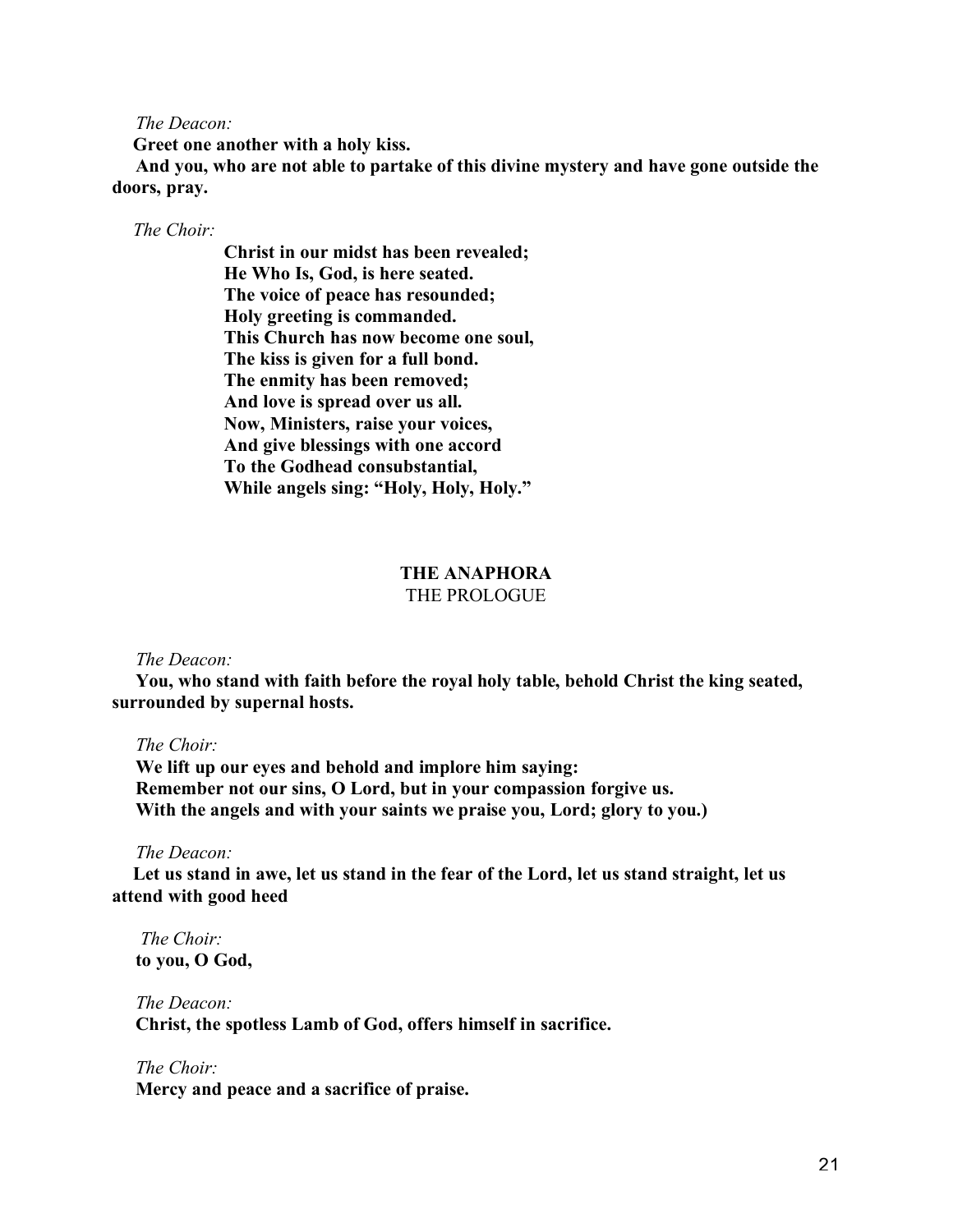*The Deacon:*

**Greet one another with a holy kiss.**

**And you, who are not able to partake of this divine mystery and have gone outside the doors, pray.**

*The Choir:*

**Christ in our midst has been revealed;**
**He Who Is, God, is here seated.**
**The voice of peace has resounded;**
**Holy greeting is commanded.**
**This Church has now become one soul,**
**The kiss is given for a full bond.**
**The enmity has been removed;**
**And love is spread over us all.**
**Now, Ministers, raise your voices,**
**And give blessings with one accord**
**To the Godhead consubstantial,**
**While angels sing: "Holy, Holy, Holy."**

## THE ANAPHORA

### THE PROLOGUE

*The Deacon:*

**You, who stand with faith before the royal holy table, behold Christ the king seated, surrounded by supernal hosts.**

*The Choir:*

**We lift up our eyes and behold and implore him saying:**
**Remember not our sins, O Lord, but in your compassion forgive us.**
**With the angels and with your saints we praise you, Lord; glory to you.)**

*The Deacon:*

**Let us stand in awe, let us stand in the fear of the Lord, let us stand straight, let us attend with good heed**

*The Choir:*
**to you, O God,**

*The Deacon:*
**Christ, the spotless Lamb of God, offers himself in sacrifice.**

*The Choir:*
**Mercy and peace and a sacrifice of praise.**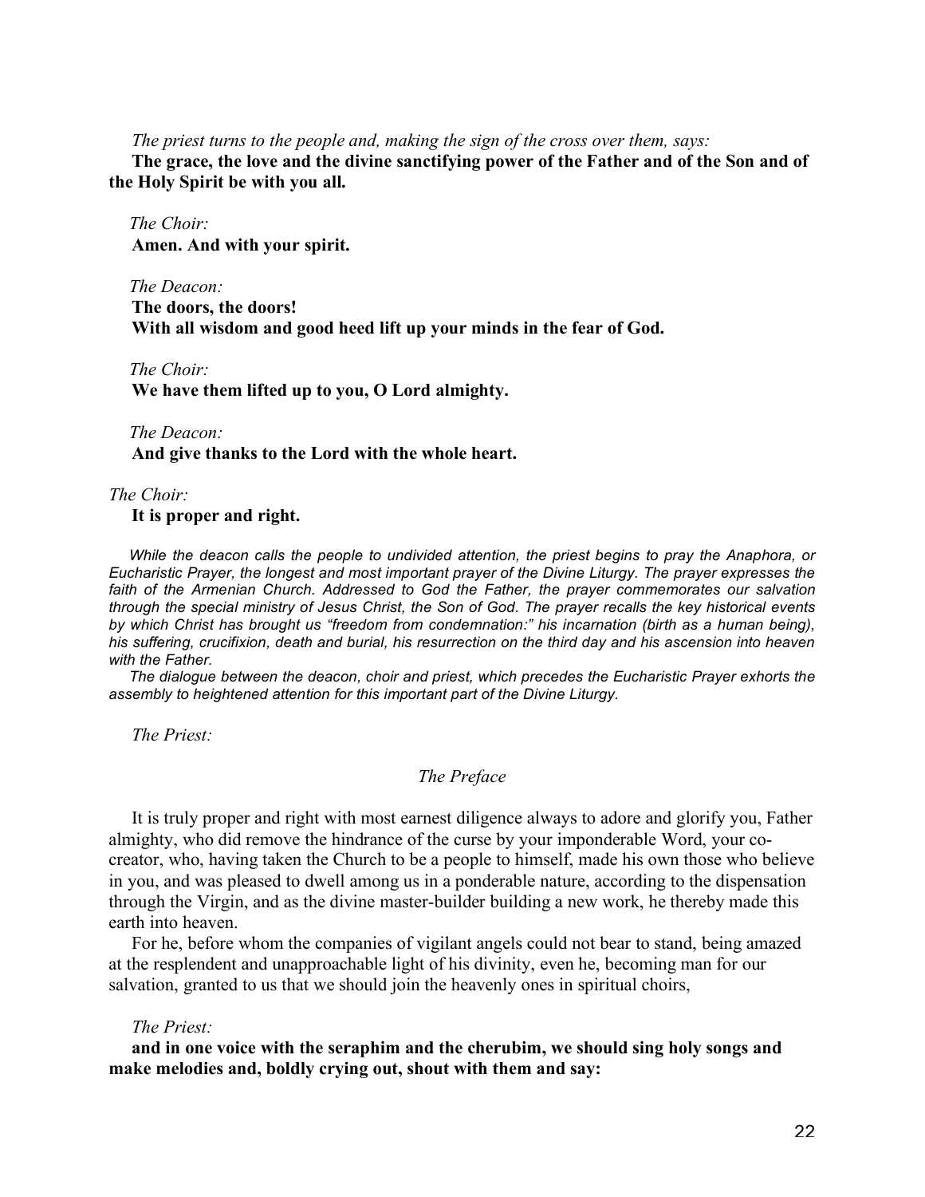*The priest turns to the people and, making the sign of the cross over them, says:*

**The grace, the love and the divine sanctifying power of the Father and of the Son and of the Holy Spirit be with you all.**

*The Choir:*

**Amen. And with your spirit.**

*The Deacon:*

**The doors, the doors!**
**With all wisdom and good heed lift up your minds in the fear of God.**

*The Choir:*

**We have them lifted up to you, O Lord almighty.**

*The Deacon:*

**And give thanks to the Lord with the whole heart.**

*The Choir:*

**It is proper and right.**

*While the deacon calls the people to undivided attention, the priest begins to pray the Anaphora, or Eucharistic Prayer, the longest and most important prayer of the Divine Liturgy. The prayer expresses the faith of the Armenian Church. Addressed to God the Father, the prayer commemorates our salvation through the special ministry of Jesus Christ, the Son of God. The prayer recalls the key historical events by which Christ has brought us "freedom from condemnation:" his incarnation (birth as a human being), his suffering, crucifixion, death and burial, his resurrection on the third day and his ascension into heaven with the Father.*

*The dialogue between the deacon, choir and priest, which precedes the Eucharistic Prayer exhorts the assembly to heightened attention for this important part of the Divine Liturgy.*

*The Priest:*

*The Preface*

It is truly proper and right with most earnest diligence always to adore and glorify you, Father almighty, who did remove the hindrance of the curse by your imponderable Word, your co-creator, who, having taken the Church to be a people to himself, made his own those who believe in you, and was pleased to dwell among us in a ponderable nature, according to the dispensation through the Virgin, and as the divine master-builder building a new work, he thereby made this earth into heaven.

For he, before whom the companies of vigilant angels could not bear to stand, being amazed at the resplendent and unapproachable light of his divinity, even he, becoming man for our salvation, granted to us that we should join the heavenly ones in spiritual choirs,

*The Priest:*

**and in one voice with the seraphim and the cherubim, we should sing holy songs and make melodies and, boldly crying out, shout with them and say:**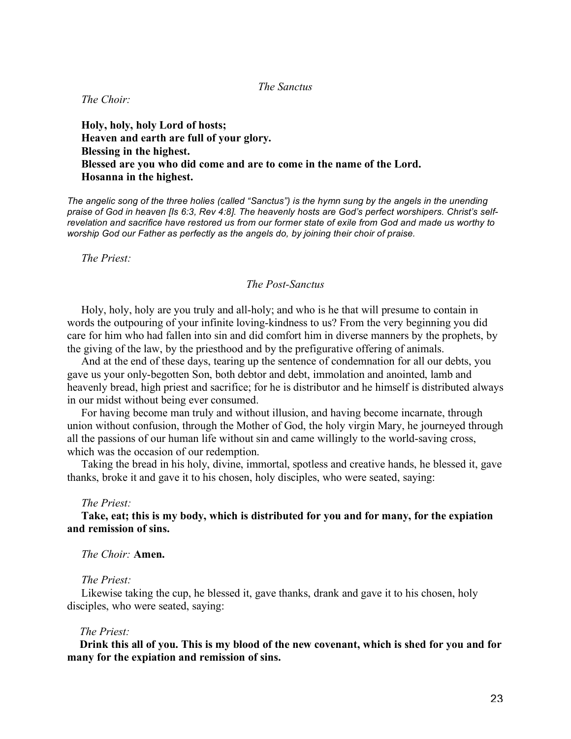*The Sanctus*

*The Choir:*

**Holy, holy, holy Lord of hosts;**
**Heaven and earth are full of your glory.**
**Blessing in the highest.**
**Blessed are you who did come and are to come in the name of the Lord.**
**Hosanna in the highest.**

*The angelic song of the three holies (called "Sanctus") is the hymn sung by the angels in the unending praise of God in heaven [Is 6:3, Rev 4:8]. The heavenly hosts are God's perfect worshipers. Christ's self-revelation and sacrifice have restored us from our former state of exile from God and made us worthy to worship God our Father as perfectly as the angels do, by joining their choir of praise.*

*The Priest:*

*The Post-Sanctus*

Holy, holy, holy are you truly and all-holy; and who is he that will presume to contain in words the outpouring of your infinite loving-kindness to us? From the very beginning you did care for him who had fallen into sin and did comfort him in diverse manners by the prophets, by the giving of the law, by the priesthood and by the prefigurative offering of animals.

And at the end of these days, tearing up the sentence of condemnation for all our debts, you gave us your only-begotten Son, both debtor and debt, immolation and anointed, lamb and heavenly bread, high priest and sacrifice; for he is distributor and he himself is distributed always in our midst without being ever consumed.

For having become man truly and without illusion, and having become incarnate, through union without confusion, through the Mother of God, the holy virgin Mary, he journeyed through all the passions of our human life without sin and came willingly to the world-saving cross, which was the occasion of our redemption.

Taking the bread in his holy, divine, immortal, spotless and creative hands, he blessed it, gave thanks, broke it and gave it to his chosen, holy disciples, who were seated, saying:

*The Priest:*

**Take, eat; this is my body, which is distributed for you and for many, for the expiation and remission of sins.**

*The Choir:* **Amen.**

*The Priest:*

Likewise taking the cup, he blessed it, gave thanks, drank and gave it to his chosen, holy disciples, who were seated, saying:

*The Priest:*

**Drink this all of you. This is my blood of the new covenant, which is shed for you and for many for the expiation and remission of sins.**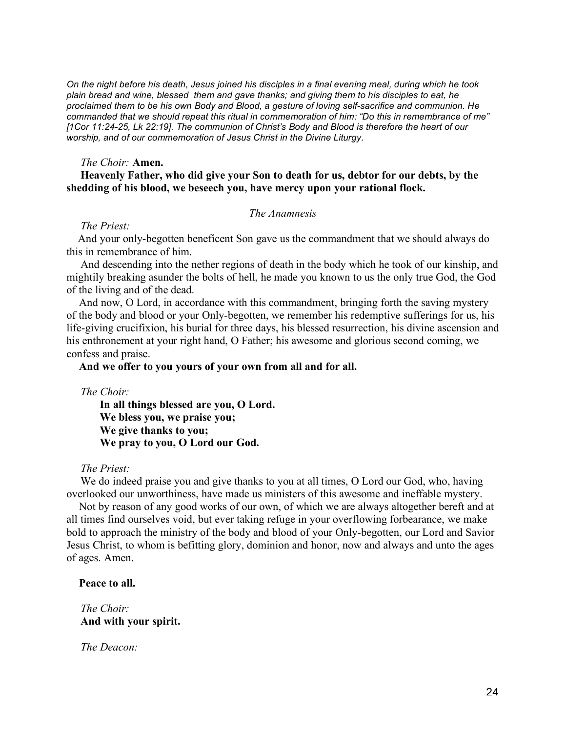*On the night before his death, Jesus joined his disciples in a final evening meal, during which he took plain bread and wine, blessed them and gave thanks; and giving them to his disciples to eat, he proclaimed them to be his own Body and Blood, a gesture of loving self-sacrifice and communion. He commanded that we should repeat this ritual in commemoration of him: "Do this in remembrance of me" [1Cor 11:24-25, Lk 22:19]. The communion of Christ's Body and Blood is therefore the heart of our worship, and of our commemoration of Jesus Christ in the Divine Liturgy.*

*The Choir:* **Amen.**

**Heavenly Father, who did give your Son to death for us, debtor for our debts, by the shedding of his blood, we beseech you, have mercy upon your rational flock.**

*The Anamnesis*

*The Priest:*

And your only-begotten beneficent Son gave us the commandment that we should always do this in remembrance of him.

And descending into the nether regions of death in the body which he took of our kinship, and mightily breaking asunder the bolts of hell, he made you known to us the only true God, the God of the living and of the dead.

And now, O Lord, in accordance with this commandment, bringing forth the saving mystery of the body and blood or your Only-begotten, we remember his redemptive sufferings for us, his life-giving crucifixion, his burial for three days, his blessed resurrection, his divine ascension and his enthronement at your right hand, O Father; his awesome and glorious second coming, we confess and praise.

**And we offer to you yours of your own from all and for all.**

*The Choir:*

**In all things blessed are you, O Lord.**
**We bless you, we praise you;**
**We give thanks to you;**
**We pray to you, O Lord our God.**

*The Priest:*

We do indeed praise you and give thanks to you at all times, O Lord our God, who, having overlooked our unworthiness, have made us ministers of this awesome and ineffable mystery.

Not by reason of any good works of our own, of which we are always altogether bereft and at all times find ourselves void, but ever taking refuge in your overflowing forbearance, we make bold to approach the ministry of the body and blood of your Only-begotten, our Lord and Savior Jesus Christ, to whom is befitting glory, dominion and honor, now and always and unto the ages of ages. Amen.

**Peace to all.**

*The Choir:*
**And with your spirit.**

*The Deacon:*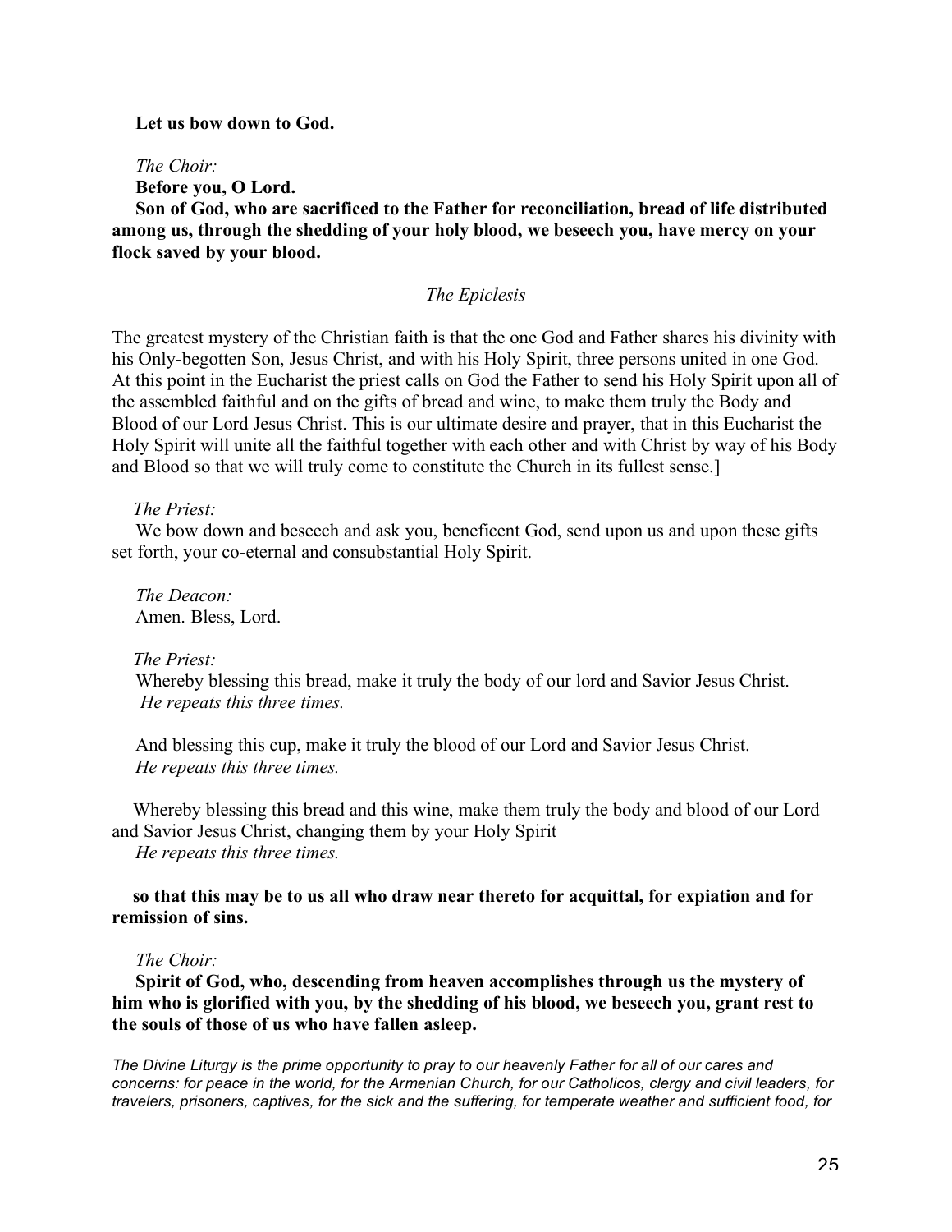**Let us bow down to God.**

*The Choir:*

**Before you, O Lord.**

**Son of God, who are sacrificed to the Father for reconciliation, bread of life distributed among us, through the shedding of your holy blood, we beseech you, have mercy on your flock saved by your blood.**

*The Epiclesis*

The greatest mystery of the Christian faith is that the one God and Father shares his divinity with his Only-begotten Son, Jesus Christ, and with his Holy Spirit, three persons united in one God. At this point in the Eucharist the priest calls on God the Father to send his Holy Spirit upon all of the assembled faithful and on the gifts of bread and wine, to make them truly the Body and Blood of our Lord Jesus Christ. This is our ultimate desire and prayer, that in this Eucharist the Holy Spirit will unite all the faithful together with each other and with Christ by way of his Body and Blood so that we will truly come to constitute the Church in its fullest sense.]

*The Priest:*

We bow down and beseech and ask you, beneficent God, send upon us and upon these gifts set forth, your co-eternal and consubstantial Holy Spirit.

*The Deacon:*

Amen. Bless, Lord.

*The Priest:*

Whereby blessing this bread, make it truly the body of our lord and Savior Jesus Christ.
*He repeats this three times.*

And blessing this cup, make it truly the blood of our Lord and Savior Jesus Christ.
*He repeats this three times.*

Whereby blessing this bread and this wine, make them truly the body and blood of our Lord and Savior Jesus Christ, changing them by your Holy Spirit
*He repeats this three times.*

**so that this may be to us all who draw near thereto for acquittal, for expiation and for remission of sins.**

*The Choir:*

**Spirit of God, who, descending from heaven accomplishes through us the mystery of him who is glorified with you, by the shedding of his blood, we beseech you, grant rest to the souls of those of us who have fallen asleep.**

*The Divine Liturgy is the prime opportunity to pray to our heavenly Father for all of our cares and concerns: for peace in the world, for the Armenian Church, for our Catholicos, clergy and civil leaders, for travelers, prisoners, captives, for the sick and the suffering, for temperate weather and sufficient food, for*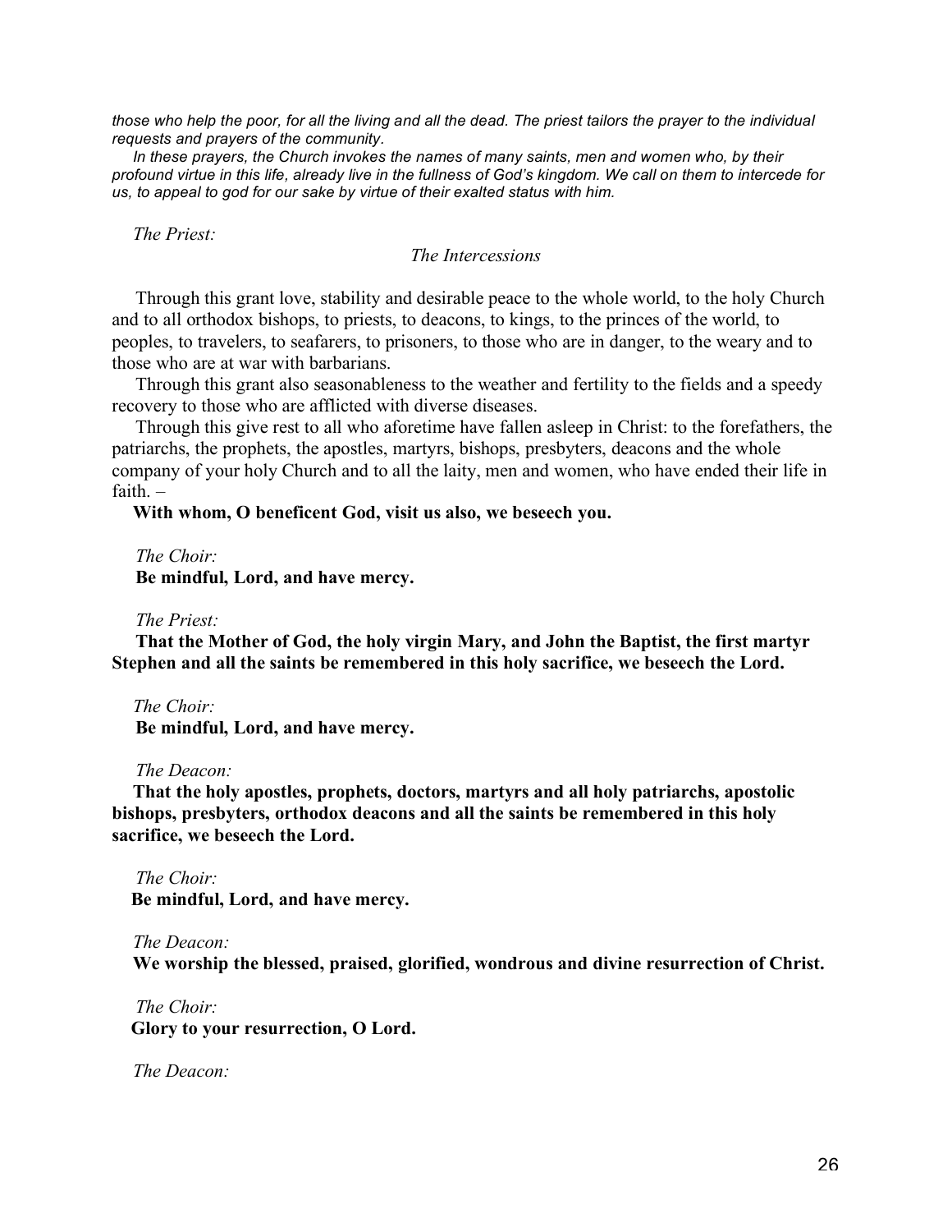*those who help the poor, for all the living and all the dead. The priest tailors the prayer to the individual requests and prayers of the community.*

*In these prayers, the Church invokes the names of many saints, men and women who, by their profound virtue in this life, already live in the fullness of God's kingdom. We call on them to intercede for us, to appeal to god for our sake by virtue of their exalted status with him.*

*The Priest:*

*The Intercessions*

Through this grant love, stability and desirable peace to the whole world, to the holy Church and to all orthodox bishops, to priests, to deacons, to kings, to the princes of the world, to peoples, to travelers, to seafarers, to prisoners, to those who are in danger, to the weary and to those who are at war with barbarians.

Through this grant also seasonableness to the weather and fertility to the fields and a speedy recovery to those who are afflicted with diverse diseases.

Through this give rest to all who aforetime have fallen asleep in Christ: to the forefathers, the patriarchs, the prophets, the apostles, martyrs, bishops, presbyters, deacons and the whole company of your holy Church and to all the laity, men and women, who have ended their life in faith. –

**With whom, O beneficent God, visit us also, we beseech you.**

*The Choir:*
**Be mindful, Lord, and have mercy.**

*The Priest:*
**That the Mother of God, the holy virgin Mary, and John the Baptist, the first martyr Stephen and all the saints be remembered in this holy sacrifice, we beseech the Lord.**

*The Choir:*
**Be mindful, Lord, and have mercy.**

*The Deacon:*
**That the holy apostles, prophets, doctors, martyrs and all holy patriarchs, apostolic bishops, presbyters, orthodox deacons and all the saints be remembered in this holy sacrifice, we beseech the Lord.**

*The Choir:*
**Be mindful, Lord, and have mercy.**

*The Deacon:*
**We worship the blessed, praised, glorified, wondrous and divine resurrection of Christ.**

*The Choir:*
**Glory to your resurrection, O Lord.**

*The Deacon:*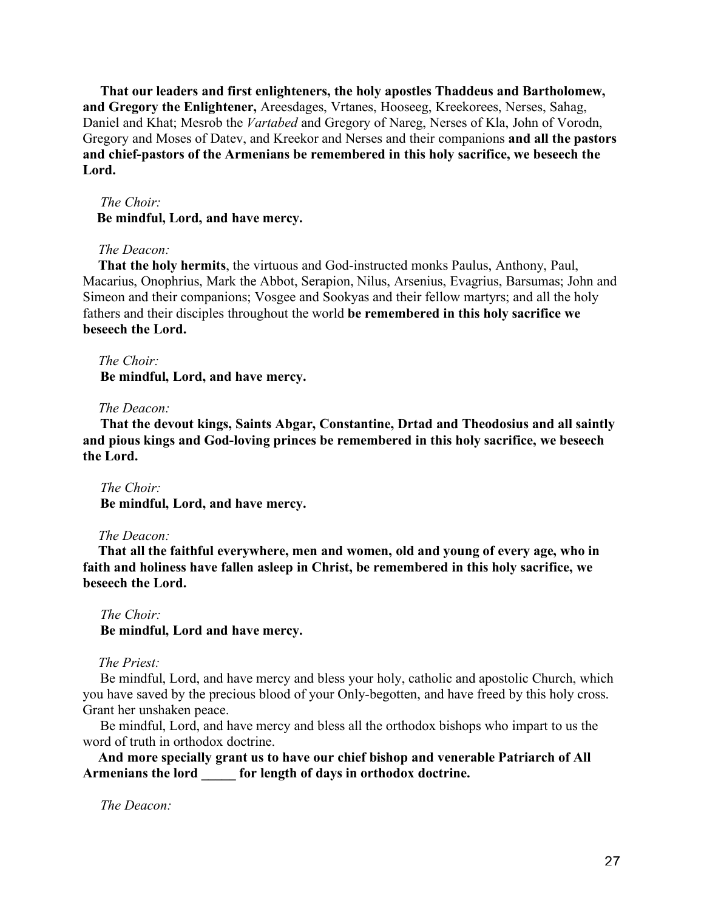**That our leaders and first enlighteners, the holy apostles Thaddeus and Bartholomew, and Gregory the Enlightener,** Areesdages, Vrtanes, Hooseeg, Kreekorees, Nerses, Sahag, Daniel and Khat; Mesrob the *Vartabed* and Gregory of Nareg, Nerses of Kla, John of Vorodn, Gregory and Moses of Datev, and Kreekor and Nerses and their companions **and all the pastors and chief-pastors of the Armenians be remembered in this holy sacrifice, we beseech the Lord.**

*The Choir:*
**Be mindful, Lord, and have mercy.**

*The Deacon:*
**That the holy hermits**, the virtuous and God-instructed monks Paulus, Anthony, Paul, Macarius, Onophrius, Mark the Abbot, Serapion, Nilus, Arsenius, Evagrius, Barsumas; John and Simeon and their companions; Vosgee and Sookyas and their fellow martyrs; and all the holy fathers and their disciples throughout the world **be remembered in this holy sacrifice we beseech the Lord.**

*The Choir:*
**Be mindful, Lord, and have mercy.**

*The Deacon:*
**That the devout kings, Saints Abgar, Constantine, Drtad and Theodosius and all saintly and pious kings and God-loving princes be remembered in this holy sacrifice, we beseech the Lord.**

*The Choir:*
**Be mindful, Lord, and have mercy.**

*The Deacon:*
**That all the faithful everywhere, men and women, old and young of every age, who in faith and holiness have fallen asleep in Christ, be remembered in this holy sacrifice, we beseech the Lord.**

*The Choir:*
**Be mindful, Lord and have mercy.**

*The Priest:*
Be mindful, Lord, and have mercy and bless your holy, catholic and apostolic Church, which you have saved by the precious blood of your Only-begotten, and have freed by this holy cross. Grant her unshaken peace.

Be mindful, Lord, and have mercy and bless all the orthodox bishops who impart to us the word of truth in orthodox doctrine.

**And more specially grant us to have our chief bishop and venerable Patriarch of All Armenians the lord _____ for length of days in orthodox doctrine.**

*The Deacon:*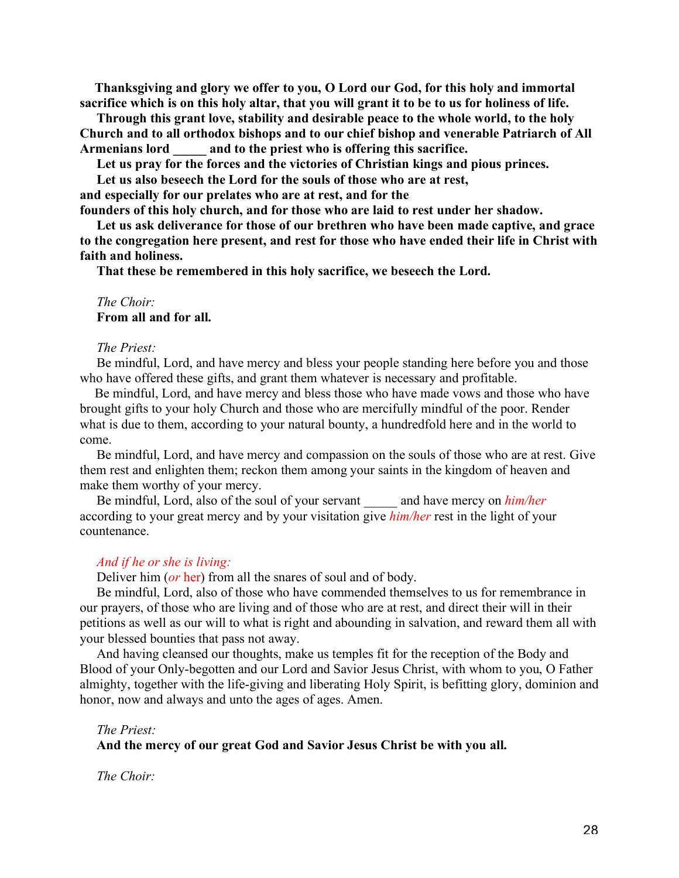**Thanksgiving and glory we offer to you, O Lord our God, for this holy and immortal sacrifice which is on this holy altar, that you will grant it to be to us for holiness of life.**

**Through this grant love, stability and desirable peace to the whole world, to the holy Church and to all orthodox bishops and to our chief bishop and venerable Patriarch of All Armenians lord _____ and to the priest who is offering this sacrifice.**

**Let us pray for the forces and the victories of Christian kings and pious princes.**

**Let us also beseech the Lord for the souls of those who are at rest, and especially for our prelates who are at rest, and for the founders of this holy church, and for those who are laid to rest under her shadow.**

**Let us ask deliverance for those of our brethren who have been made captive, and grace to the congregation here present, and rest for those who have ended their life in Christ with faith and holiness.**

**That these be remembered in this holy sacrifice, we beseech the Lord.**

*The Choir:*
**From all and for all.**

*The Priest:*
Be mindful, Lord, and have mercy and bless your people standing here before you and those who have offered these gifts, and grant them whatever is necessary and profitable.

Be mindful, Lord, and have mercy and bless those who have made vows and those who have brought gifts to your holy Church and those who are mercifully mindful of the poor. Render what is due to them, according to your natural bounty, a hundredfold here and in the world to come.

Be mindful, Lord, and have mercy and compassion on the souls of those who are at rest. Give them rest and enlighten them; reckon them among your saints in the kingdom of heaven and make them worthy of your mercy.

Be mindful, Lord, also of the soul of your servant _____ and have mercy on *him/her* according to your great mercy and by your visitation give *him/her* rest in the light of your countenance.

*And if he or she is living:*
Deliver him (*or* her) from all the snares of soul and of body.

Be mindful, Lord, also of those who have commended themselves to us for remembrance in our prayers, of those who are living and of those who are at rest, and direct their will in their petitions as well as our will to what is right and abounding in salvation, and reward them all with your blessed bounties that pass not away.

And having cleansed our thoughts, make us temples fit for the reception of the Body and Blood of your Only-begotten and our Lord and Savior Jesus Christ, with whom to you, O Father almighty, together with the life-giving and liberating Holy Spirit, is befitting glory, dominion and honor, now and always and unto the ages of ages. Amen.

*The Priest:*
**And the mercy of our great God and Savior Jesus Christ be with you all.**

*The Choir:*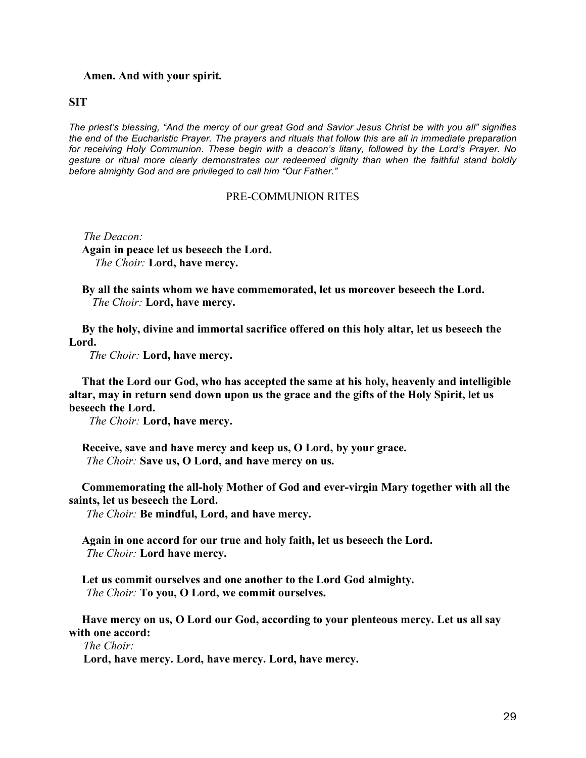**Amen. And with your spirit.**

**SIT**

*The priest's blessing, "And the mercy of our great God and Savior Jesus Christ be with you all" signifies the end of the Eucharistic Prayer. The prayers and rituals that follow this are all in immediate preparation for receiving Holy Communion. These begin with a deacon's litany, followed by the Lord's Prayer. No gesture or ritual more clearly demonstrates our redeemed dignity than when the faithful stand boldly before almighty God and are privileged to call him "Our Father."*

## PRE-COMMUNION RITES

*The Deacon:*
**Again in peace let us beseech the Lord.**
*The Choir:* **Lord, have mercy.**

**By all the saints whom we have commemorated, let us moreover beseech the Lord.**
*The Choir:* **Lord, have mercy.**

**By the holy, divine and immortal sacrifice offered on this holy altar, let us beseech the Lord.**
*The Choir:* **Lord, have mercy.**

**That the Lord our God, who has accepted the same at his holy, heavenly and intelligible altar, may in return send down upon us the grace and the gifts of the Holy Spirit, let us beseech the Lord.**
*The Choir:* **Lord, have mercy.**

**Receive, save and have mercy and keep us, O Lord, by your grace.**
*The Choir:* **Save us, O Lord, and have mercy on us.**

**Commemorating the all-holy Mother of God and ever-virgin Mary together with all the saints, let us beseech the Lord.**
*The Choir:* **Be mindful, Lord, and have mercy.**

**Again in one accord for our true and holy faith, let us beseech the Lord.**
*The Choir:* **Lord have mercy.**

**Let us commit ourselves and one another to the Lord God almighty.**
*The Choir:* **To you, O Lord, we commit ourselves.**

**Have mercy on us, O Lord our God, according to your plenteous mercy. Let us all say with one accord:**
*The Choir:*
**Lord, have mercy. Lord, have mercy. Lord, have mercy.**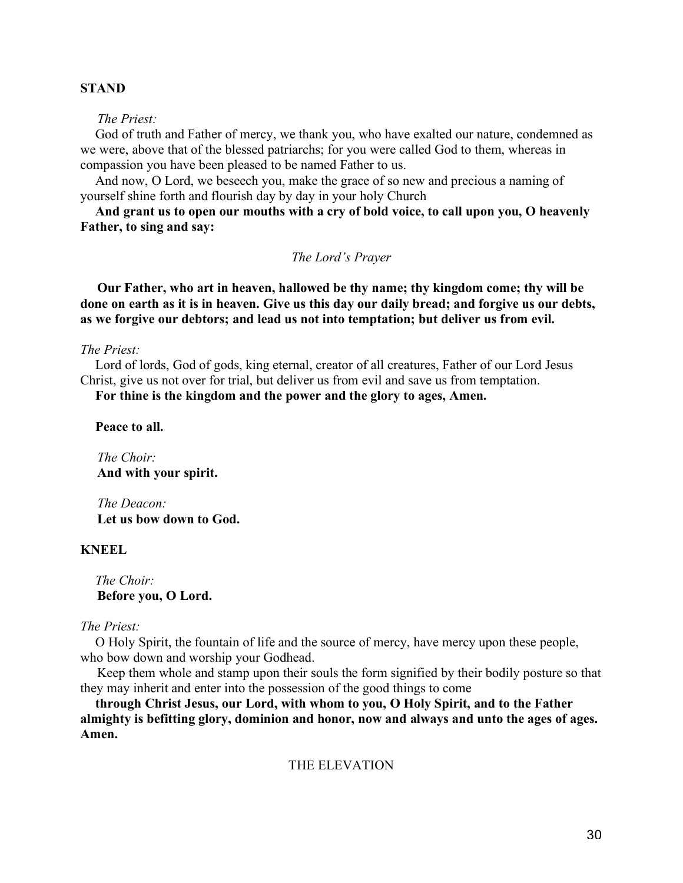**STAND**

*The Priest:*

God of truth and Father of mercy, we thank you, who have exalted our nature, condemned as we were, above that of the blessed patriarchs; for you were called God to them, whereas in compassion you have been pleased to be named Father to us.

And now, O Lord, we beseech you, make the grace of so new and precious a naming of yourself shine forth and flourish day by day in your holy Church

**And grant us to open our mouths with a cry of bold voice, to call upon you, O heavenly Father, to sing and say:**

*The Lord's Prayer*

**Our Father, who art in heaven, hallowed be thy name; thy kingdom come; thy will be done on earth as it is in heaven. Give us this day our daily bread; and forgive us our debts, as we forgive our debtors; and lead us not into temptation; but deliver us from evil.**

*The Priest:*

Lord of lords, God of gods, king eternal, creator of all creatures, Father of our Lord Jesus Christ, give us not over for trial, but deliver us from evil and save us from temptation.

**For thine is the kingdom and the power and the glory to ages, Amen.**

**Peace to all.**

*The Choir:*
**And with your spirit.**

*The Deacon:*
**Let us bow down to God.**

**KNEEL**

*The Choir:*
**Before you, O Lord.**

*The Priest:*

O Holy Spirit, the fountain of life and the source of mercy, have mercy upon these people, who bow down and worship your Godhead.

Keep them whole and stamp upon their souls the form signified by their bodily posture so that they may inherit and enter into the possession of the good things to come

**through Christ Jesus, our Lord, with whom to you, O Holy Spirit, and to the Father almighty is befitting glory, dominion and honor, now and always and unto the ages of ages. Amen.**

THE ELEVATION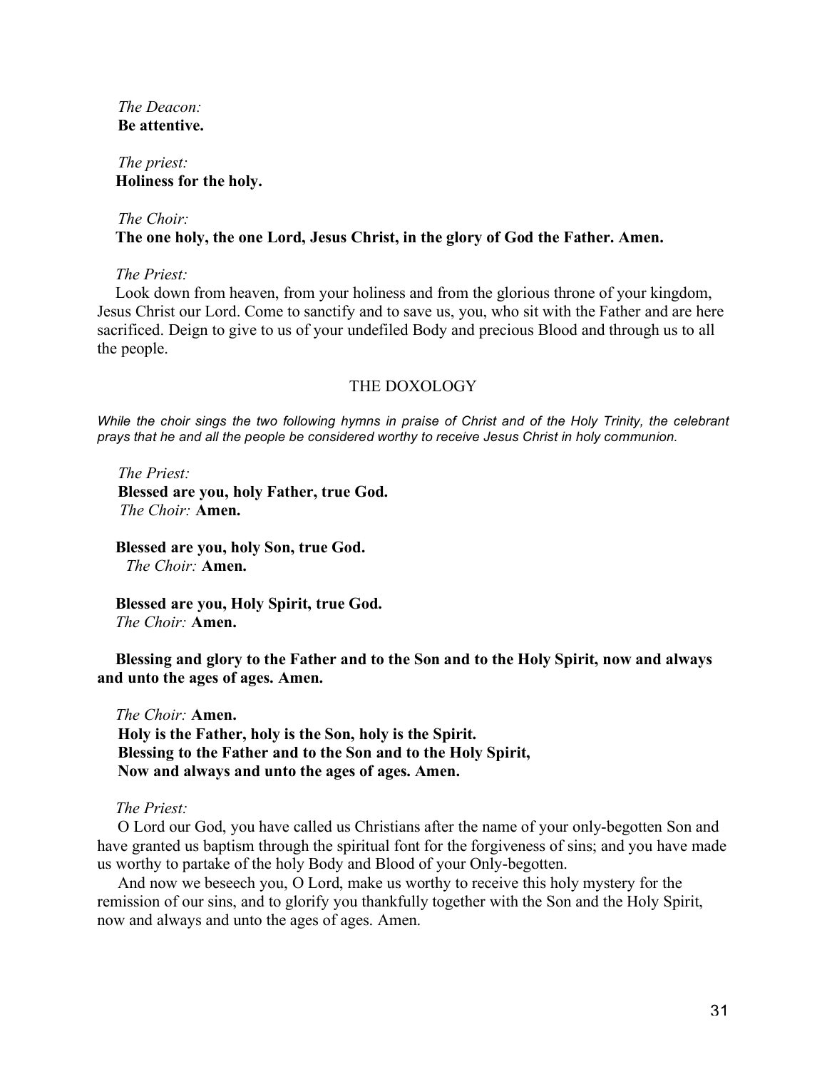*The Deacon:*
**Be attentive.**

*The priest:*
**Holiness for the holy.**

*The Choir:*
**The one holy, the one Lord, Jesus Christ, in the glory of God the Father. Amen.**

*The Priest:*
Look down from heaven, from your holiness and from the glorious throne of your kingdom, Jesus Christ our Lord. Come to sanctify and to save us, you, who sit with the Father and are here sacrificed. Deign to give to us of your undefiled Body and precious Blood and through us to all the people.

## THE DOXOLOGY

*While the choir sings the two following hymns in praise of Christ and of the Holy Trinity, the celebrant prays that he and all the people be considered worthy to receive Jesus Christ in holy communion.*

*The Priest:*
**Blessed are you, holy Father, true God.**
*The Choir:* **Amen.**

**Blessed are you, holy Son, true God.**
*The Choir:* **Amen.**

**Blessed are you, Holy Spirit, true God.**
*The Choir:* **Amen.**

**Blessing and glory to the Father and to the Son and to the Holy Spirit, now and always and unto the ages of ages. Amen.**

*The Choir:* **Amen.**
**Holy is the Father, holy is the Son, holy is the Spirit.**
**Blessing to the Father and to the Son and to the Holy Spirit,**
**Now and always and unto the ages of ages. Amen.**

*The Priest:*
O Lord our God, you have called us Christians after the name of your only-begotten Son and have granted us baptism through the spiritual font for the forgiveness of sins; and you have made us worthy to partake of the holy Body and Blood of your Only-begotten.

And now we beseech you, O Lord, make us worthy to receive this holy mystery for the remission of our sins, and to glorify you thankfully together with the Son and the Holy Spirit, now and always and unto the ages of ages. Amen.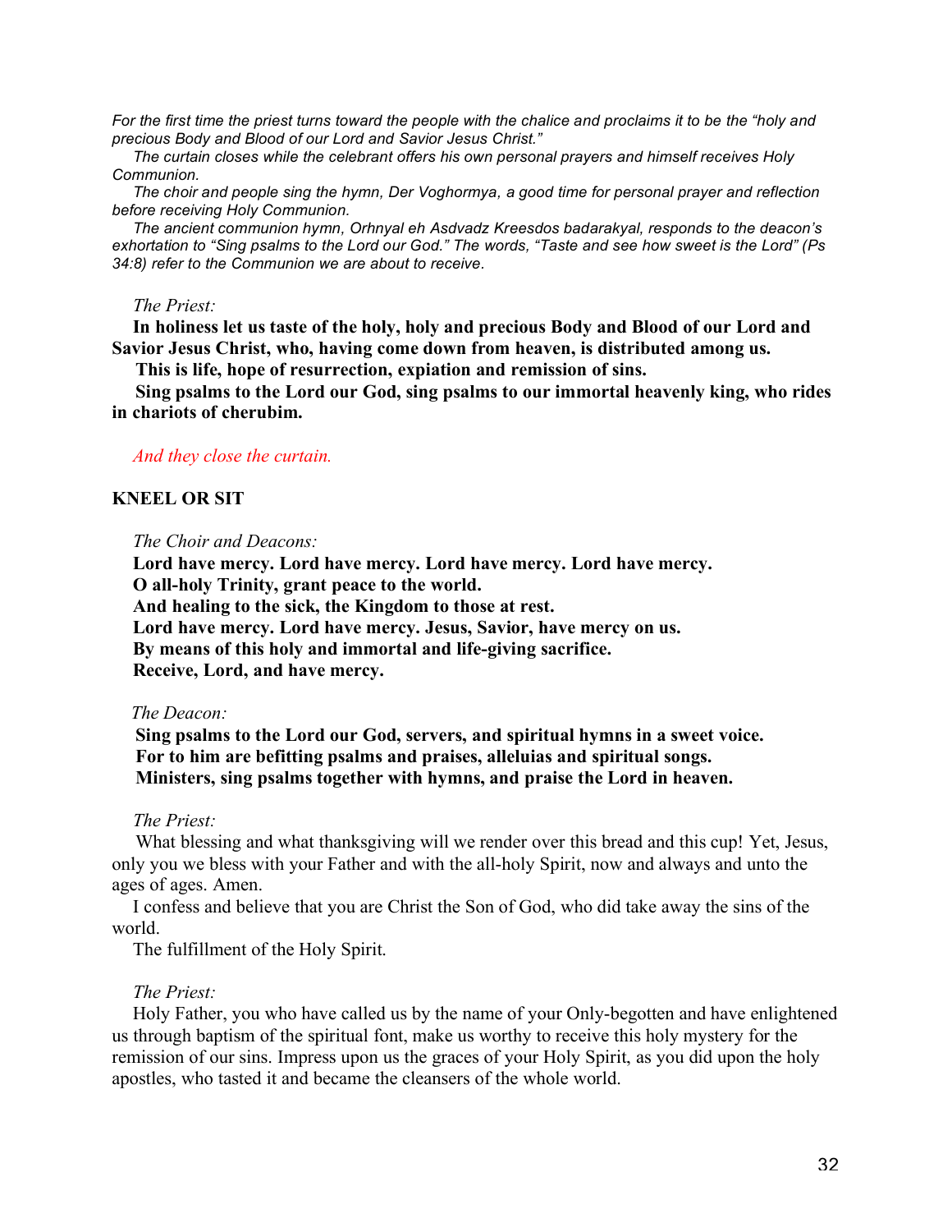*For the first time the priest turns toward the people with the chalice and proclaims it to be the "holy and precious Body and Blood of our Lord and Savior Jesus Christ."*

*The curtain closes while the celebrant offers his own personal prayers and himself receives Holy Communion.*

*The choir and people sing the hymn, Der Voghormya, a good time for personal prayer and reflection before receiving Holy Communion.*

*The ancient communion hymn, Orhnyal eh Asdvadz Kreesdos badarakyal, responds to the deacon's exhortation to "Sing psalms to the Lord our God." The words, "Taste and see how sweet is the Lord" (Ps 34:8) refer to the Communion we are about to receive.*

*The Priest:*

**In holiness let us taste of the holy, holy and precious Body and Blood of our Lord and Savior Jesus Christ, who, having come down from heaven, is distributed among us.**

**This is life, hope of resurrection, expiation and remission of sins.**

**Sing psalms to the Lord our God, sing psalms to our immortal heavenly king, who rides in chariots of cherubim.**

*And they close the curtain.*

**KNEEL OR SIT**

*The Choir and Deacons:*

**Lord have mercy. Lord have mercy. Lord have mercy. Lord have mercy.**
**O all-holy Trinity, grant peace to the world.**
**And healing to the sick, the Kingdom to those at rest.**
**Lord have mercy. Lord have mercy. Jesus, Savior, have mercy on us.**
**By means of this holy and immortal and life-giving sacrifice.**
**Receive, Lord, and have mercy.**

*The Deacon:*

**Sing psalms to the Lord our God, servers, and spiritual hymns in a sweet voice.**
**For to him are befitting psalms and praises, alleluias and spiritual songs.**
**Ministers, sing psalms together with hymns, and praise the Lord in heaven.**

*The Priest:*

What blessing and what thanksgiving will we render over this bread and this cup! Yet, Jesus, only you we bless with your Father and with the all-holy Spirit, now and always and unto the ages of ages. Amen.

I confess and believe that you are Christ the Son of God, who did take away the sins of the world.

The fulfillment of the Holy Spirit.

*The Priest:*

Holy Father, you who have called us by the name of your Only-begotten and have enlightened us through baptism of the spiritual font, make us worthy to receive this holy mystery for the remission of our sins. Impress upon us the graces of your Holy Spirit, as you did upon the holy apostles, who tasted it and became the cleansers of the whole world.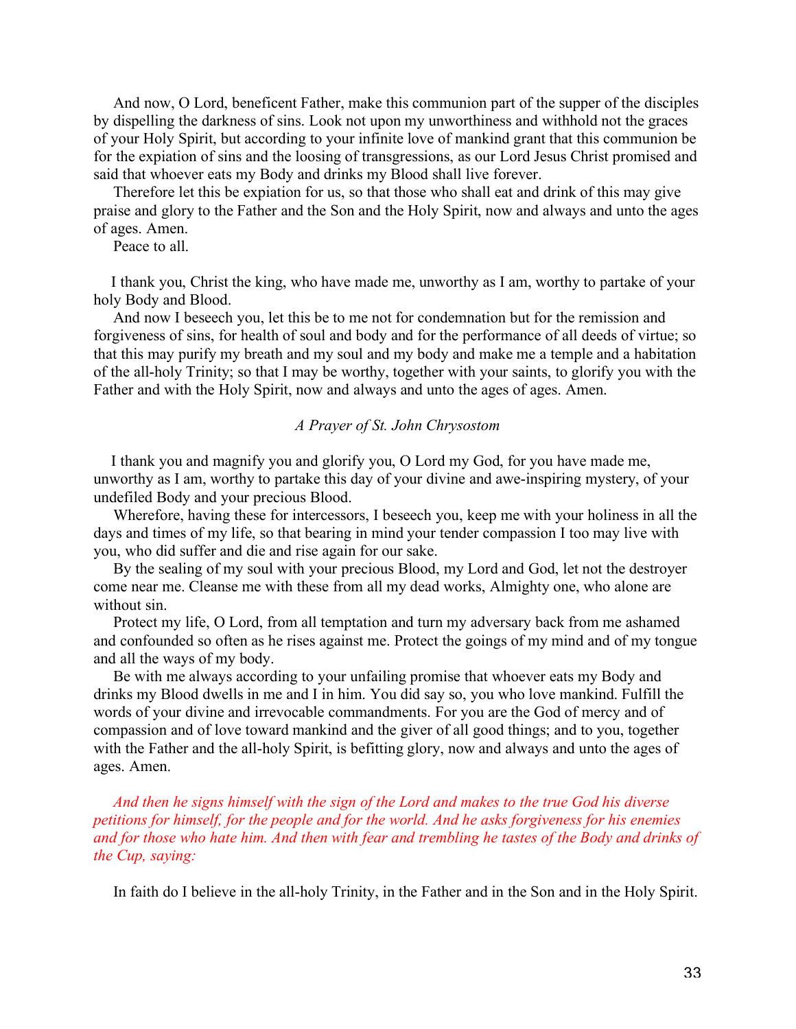And now, O Lord, beneficent Father, make this communion part of the supper of the disciples by dispelling the darkness of sins. Look not upon my unworthiness and withhold not the graces of your Holy Spirit, but according to your infinite love of mankind grant that this communion be for the expiation of sins and the loosing of transgressions, as our Lord Jesus Christ promised and said that whoever eats my Body and drinks my Blood shall live forever.

Therefore let this be expiation for us, so that those who shall eat and drink of this may give praise and glory to the Father and the Son and the Holy Spirit, now and always and unto the ages of ages. Amen.

Peace to all.

I thank you, Christ the king, who have made me, unworthy as I am, worthy to partake of your holy Body and Blood.

And now I beseech you, let this be to me not for condemnation but for the remission and forgiveness of sins, for health of soul and body and for the performance of all deeds of virtue; so that this may purify my breath and my soul and my body and make me a temple and a habitation of the all-holy Trinity; so that I may be worthy, together with your saints, to glorify you with the Father and with the Holy Spirit, now and always and unto the ages of ages. Amen.

*A Prayer of St. John Chrysostom*

I thank you and magnify you and glorify you, O Lord my God, for you have made me, unworthy as I am, worthy to partake this day of your divine and awe-inspiring mystery, of your undefiled Body and your precious Blood.

Wherefore, having these for intercessors, I beseech you, keep me with your holiness in all the days and times of my life, so that bearing in mind your tender compassion I too may live with you, who did suffer and die and rise again for our sake.

By the sealing of my soul with your precious Blood, my Lord and God, let not the destroyer come near me. Cleanse me with these from all my dead works, Almighty one, who alone are without sin.

Protect my life, O Lord, from all temptation and turn my adversary back from me ashamed and confounded so often as he rises against me. Protect the goings of my mind and of my tongue and all the ways of my body.

Be with me always according to your unfailing promise that whoever eats my Body and drinks my Blood dwells in me and I in him. You did say so, you who love mankind. Fulfill the words of your divine and irrevocable commandments. For you are the God of mercy and of compassion and of love toward mankind and the giver of all good things; and to you, together with the Father and the all-holy Spirit, is befitting glory, now and always and unto the ages of ages. Amen.

*And then he signs himself with the sign of the Lord and makes to the true God his diverse petitions for himself, for the people and for the world. And he asks forgiveness for his enemies and for those who hate him. And then with fear and trembling he tastes of the Body and drinks of the Cup, saying:*

In faith do I believe in the all-holy Trinity, in the Father and in the Son and in the Holy Spirit.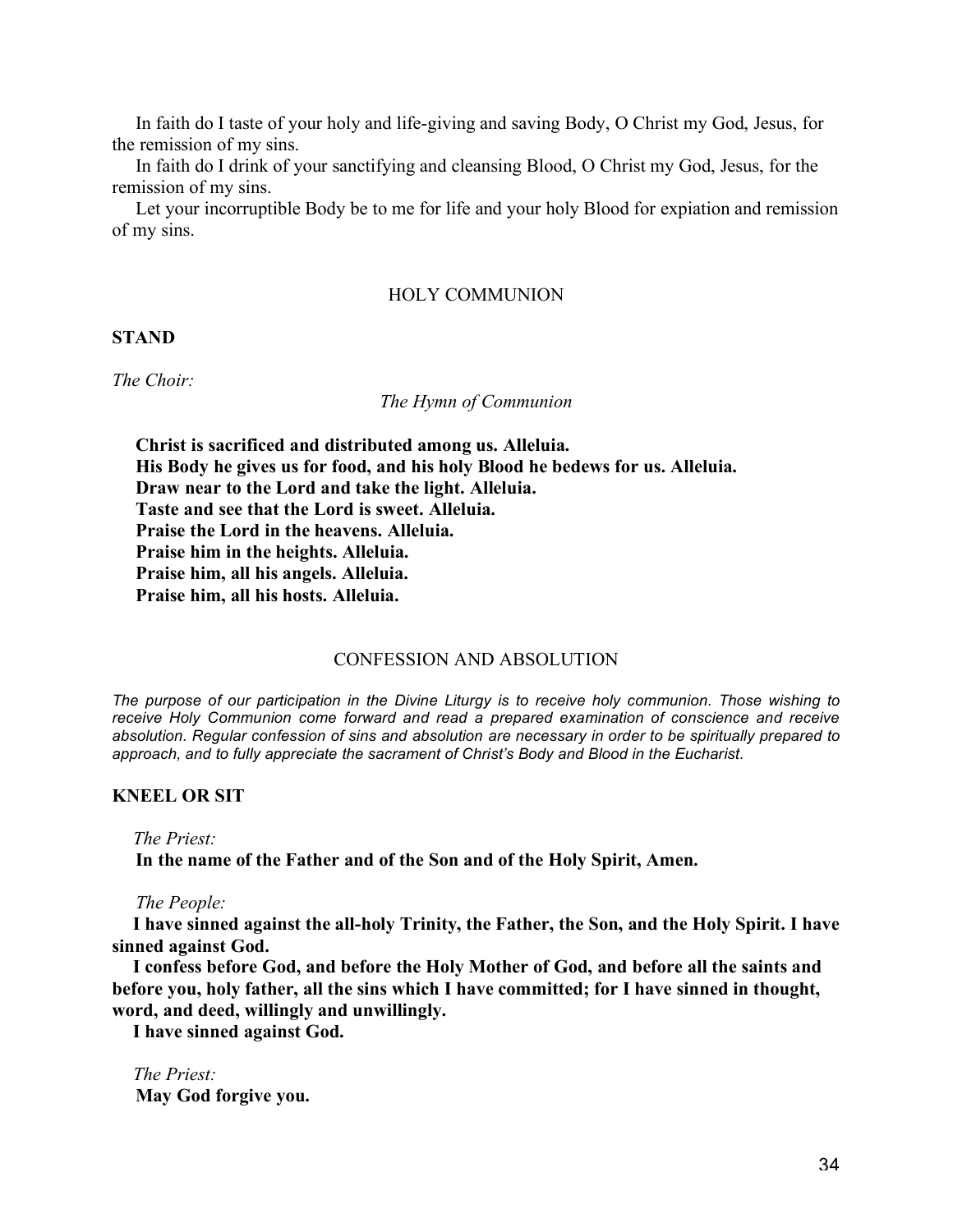In faith do I taste of your holy and life-giving and saving Body, O Christ my God, Jesus, for the remission of my sins.

In faith do I drink of your sanctifying and cleansing Blood, O Christ my God, Jesus, for the remission of my sins.

Let your incorruptible Body be to me for life and your holy Blood for expiation and remission of my sins.

## HOLY COMMUNION

**STAND**

*The Choir:*

*The Hymn of Communion*

**Christ is sacrificed and distributed among us. Alleluia.**
**His Body he gives us for food, and his holy Blood he bedews for us. Alleluia.**
**Draw near to the Lord and take the light. Alleluia.**
**Taste and see that the Lord is sweet. Alleluia.**
**Praise the Lord in the heavens. Alleluia.**
**Praise him in the heights. Alleluia.**
**Praise him, all his angels. Alleluia.**
**Praise him, all his hosts. Alleluia.**

## CONFESSION AND ABSOLUTION

*The purpose of our participation in the Divine Liturgy is to receive holy communion. Those wishing to receive Holy Communion come forward and read a prepared examination of conscience and receive absolution. Regular confession of sins and absolution are necessary in order to be spiritually prepared to approach, and to fully appreciate the sacrament of Christ's Body and Blood in the Eucharist.*

**KNEEL OR SIT**

*The Priest:*

**In the name of the Father and of the Son and of the Holy Spirit, Amen.**

*The People:*

**I have sinned against the all-holy Trinity, the Father, the Son, and the Holy Spirit. I have sinned against God.**

**I confess before God, and before the Holy Mother of God, and before all the saints and before you, holy father, all the sins which I have committed; for I have sinned in thought, word, and deed, willingly and unwillingly.**

**I have sinned against God.**

*The Priest:*

**May God forgive you.**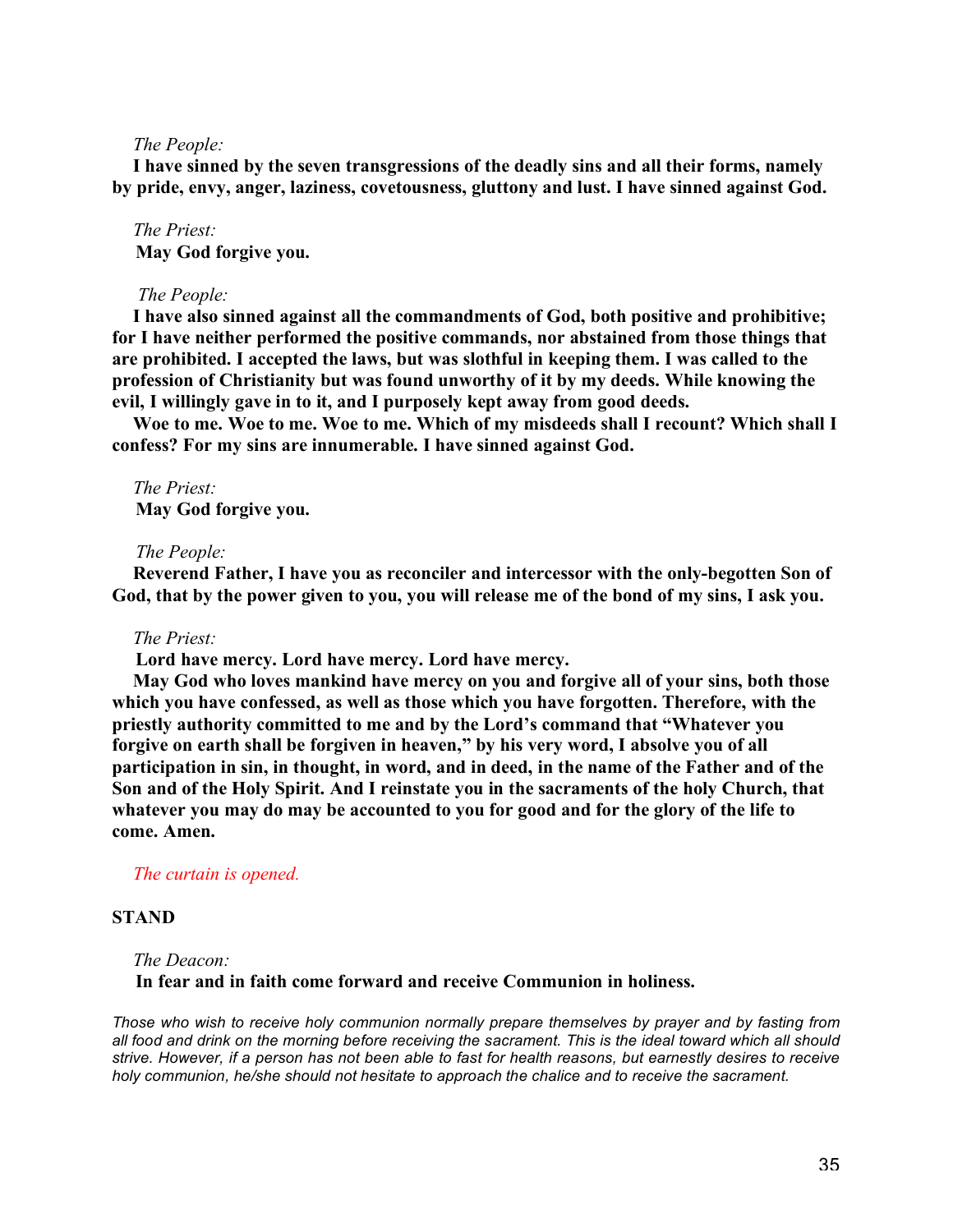*The People:*

**I have sinned by the seven transgressions of the deadly sins and all their forms, namely by pride, envy, anger, laziness, covetousness, gluttony and lust. I have sinned against God.**

*The Priest:*

**May God forgive you.**

*The People:*

**I have also sinned against all the commandments of God, both positive and prohibitive; for I have neither performed the positive commands, nor abstained from those things that are prohibited. I accepted the laws, but was slothful in keeping them. I was called to the profession of Christianity but was found unworthy of it by my deeds. While knowing the evil, I willingly gave in to it, and I purposely kept away from good deeds.**

**Woe to me. Woe to me. Woe to me. Which of my misdeeds shall I recount? Which shall I confess? For my sins are innumerable. I have sinned against God.**

*The Priest:*

**May God forgive you.**

*The People:*

**Reverend Father, I have you as reconciler and intercessor with the only-begotten Son of God, that by the power given to you, you will release me of the bond of my sins, I ask you.**

*The Priest:*

**Lord have mercy. Lord have mercy. Lord have mercy.**

**May God who loves mankind have mercy on you and forgive all of your sins, both those which you have confessed, as well as those which you have forgotten. Therefore, with the priestly authority committed to me and by the Lord's command that "Whatever you forgive on earth shall be forgiven in heaven," by his very word, I absolve you of all participation in sin, in thought, in word, and in deed, in the name of the Father and of the Son and of the Holy Spirit. And I reinstate you in the sacraments of the holy Church, that whatever you may do may be accounted to you for good and for the glory of the life to come. Amen.**

*The curtain is opened.*

**STAND**

*The Deacon:*

**In fear and in faith come forward and receive Communion in holiness.**

*Those who wish to receive holy communion normally prepare themselves by prayer and by fasting from all food and drink on the morning before receiving the sacrament. This is the ideal toward which all should strive. However, if a person has not been able to fast for health reasons, but earnestly desires to receive holy communion, he/she should not hesitate to approach the chalice and to receive the sacrament.*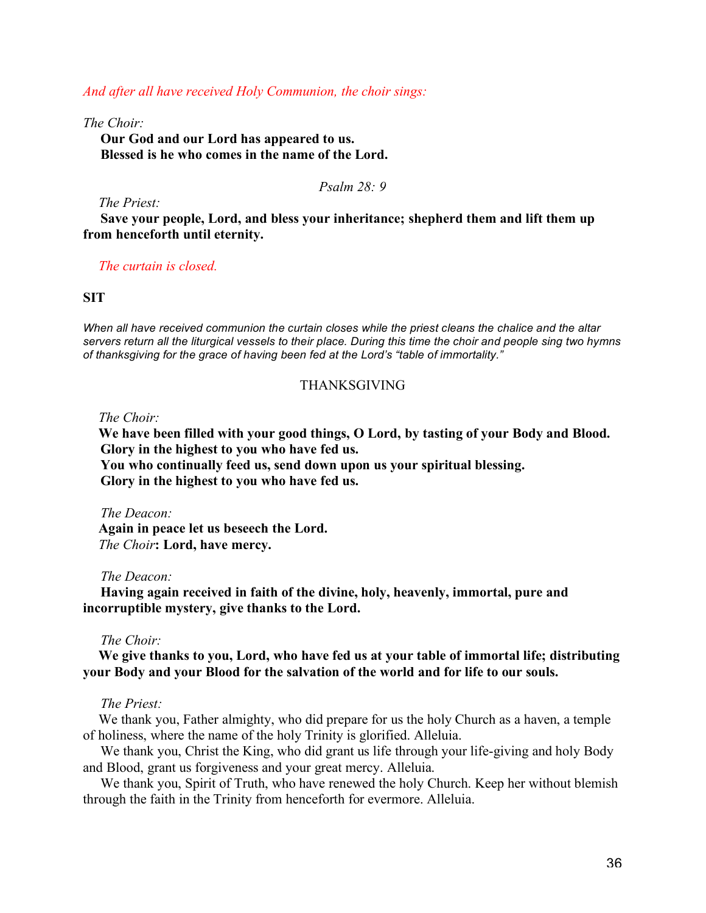*And after all have received Holy Communion, the choir sings:*

*The Choir:*
**Our God and our Lord has appeared to us.**
**Blessed is he who comes in the name of the Lord.**

*Psalm 28: 9*

*The Priest:*
**Save your people, Lord, and bless your inheritance; shepherd them and lift them up from henceforth until eternity.**

*The curtain is closed.*

**SIT**

*When all have received communion the curtain closes while the priest cleans the chalice and the altar servers return all the liturgical vessels to their place. During this time the choir and people sing two hymns of thanksgiving for the grace of having been fed at the Lord's "table of immortality."*

## THANKSGIVING

*The Choir:*
**We have been filled with your good things, O Lord, by tasting of your Body and Blood.**
**Glory in the highest to you who have fed us.**
**You who continually feed us, send down upon us your spiritual blessing.**
**Glory in the highest to you who have fed us.**

*The Deacon:*
**Again in peace let us beseech the Lord.**
*The Choir*: **Lord, have mercy.**

*The Deacon:*
**Having again received in faith of the divine, holy, heavenly, immortal, pure and incorruptible mystery, give thanks to the Lord.**

*The Choir:*
**We give thanks to you, Lord, who have fed us at your table of immortal life; distributing your Body and your Blood for the salvation of the world and for life to our souls.**

*The Priest:*
We thank you, Father almighty, who did prepare for us the holy Church as a haven, a temple of holiness, where the name of the holy Trinity is glorified. Alleluia.
We thank you, Christ the King, who did grant us life through your life-giving and holy Body and Blood, grant us forgiveness and your great mercy. Alleluia.
We thank you, Spirit of Truth, who have renewed the holy Church. Keep her without blemish through the faith in the Trinity from henceforth for evermore. Alleluia.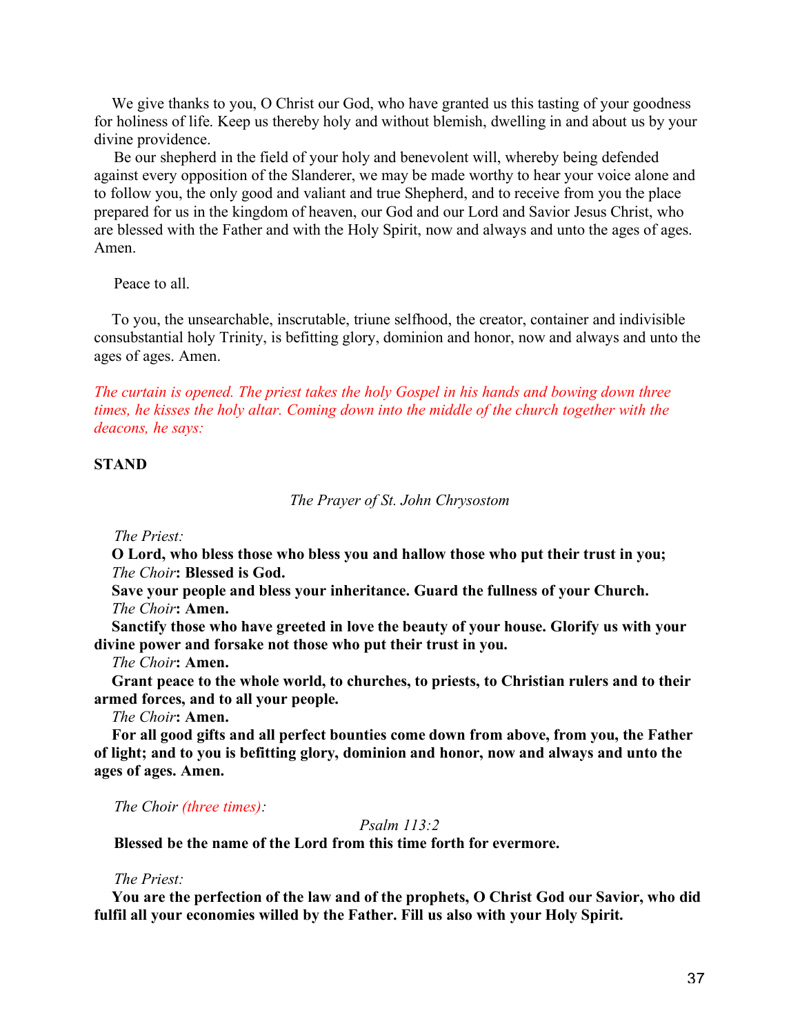We give thanks to you, O Christ our God, who have granted us this tasting of your goodness for holiness of life. Keep us thereby holy and without blemish, dwelling in and about us by your divine providence.

Be our shepherd in the field of your holy and benevolent will, whereby being defended against every opposition of the Slanderer, we may be made worthy to hear your voice alone and to follow you, the only good and valiant and true Shepherd, and to receive from you the place prepared for us in the kingdom of heaven, our God and our Lord and Savior Jesus Christ, who are blessed with the Father and with the Holy Spirit, now and always and unto the ages of ages. Amen.

Peace to all.

To you, the unsearchable, inscrutable, triune selfhood, the creator, container and indivisible consubstantial holy Trinity, is befitting glory, dominion and honor, now and always and unto the ages of ages. Amen.

*The curtain is opened. The priest takes the holy Gospel in his hands and bowing down three times, he kisses the holy altar. Coming down into the middle of the church together with the deacons, he says:*

**STAND**

*The Prayer of St. John Chrysostom*

*The Priest:*

**O Lord, who bless those who bless you and hallow those who put their trust in you;**

*The Choir*: **Blessed is God.**

**Save your people and bless your inheritance. Guard the fullness of your Church.**

*The Choir*: **Amen.**

**Sanctify those who have greeted in love the beauty of your house. Glorify us with your divine power and forsake not those who put their trust in you.**

*The Choir*: **Amen.**

**Grant peace to the whole world, to churches, to priests, to Christian rulers and to their armed forces, and to all your people.**

*The Choir*: **Amen.**

**For all good gifts and all perfect bounties come down from above, from you, the Father of light; and to you is befitting glory, dominion and honor, now and always and unto the ages of ages. Amen.**

*The Choir (three times):*

*Psalm 113:2*

**Blessed be the name of the Lord from this time forth for evermore.**

*The Priest:*

**You are the perfection of the law and of the prophets, O Christ God our Savior, who did fulfil all your economies willed by the Father. Fill us also with your Holy Spirit.**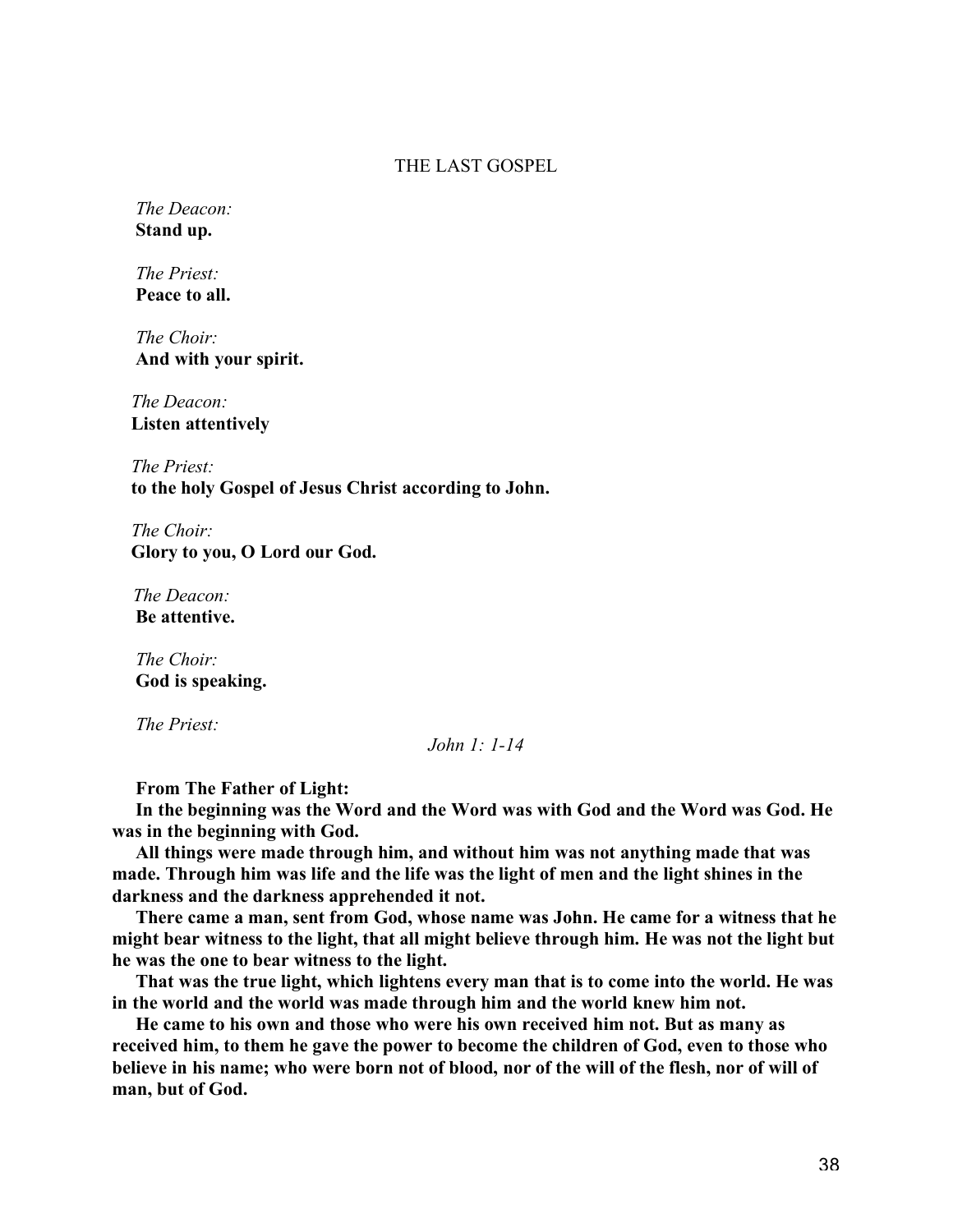## THE LAST GOSPEL

*The Deacon:*
**Stand up.**

*The Priest:*
**Peace to all.**

*The Choir:*
**And with your spirit.**

*The Deacon:*
**Listen attentively**

*The Priest:*
**to the holy Gospel of Jesus Christ according to John.**

*The Choir:*
**Glory to you, O Lord our God.**

*The Deacon:*
**Be attentive.**

*The Choir:*
**God is speaking.**

*The Priest:*

*John 1: 1-14*

**From The Father of Light:**

**In the beginning was the Word and the Word was with God and the Word was God. He was in the beginning with God.**

**All things were made through him, and without him was not anything made that was made. Through him was life and the life was the light of men and the light shines in the darkness and the darkness apprehended it not.**

**There came a man, sent from God, whose name was John. He came for a witness that he might bear witness to the light, that all might believe through him. He was not the light but he was the one to bear witness to the light.**

**That was the true light, which lightens every man that is to come into the world. He was in the world and the world was made through him and the world knew him not.**

**He came to his own and those who were his own received him not. But as many as received him, to them he gave the power to become the children of God, even to those who believe in his name; who were born not of blood, nor of the will of the flesh, nor of will of man, but of God.**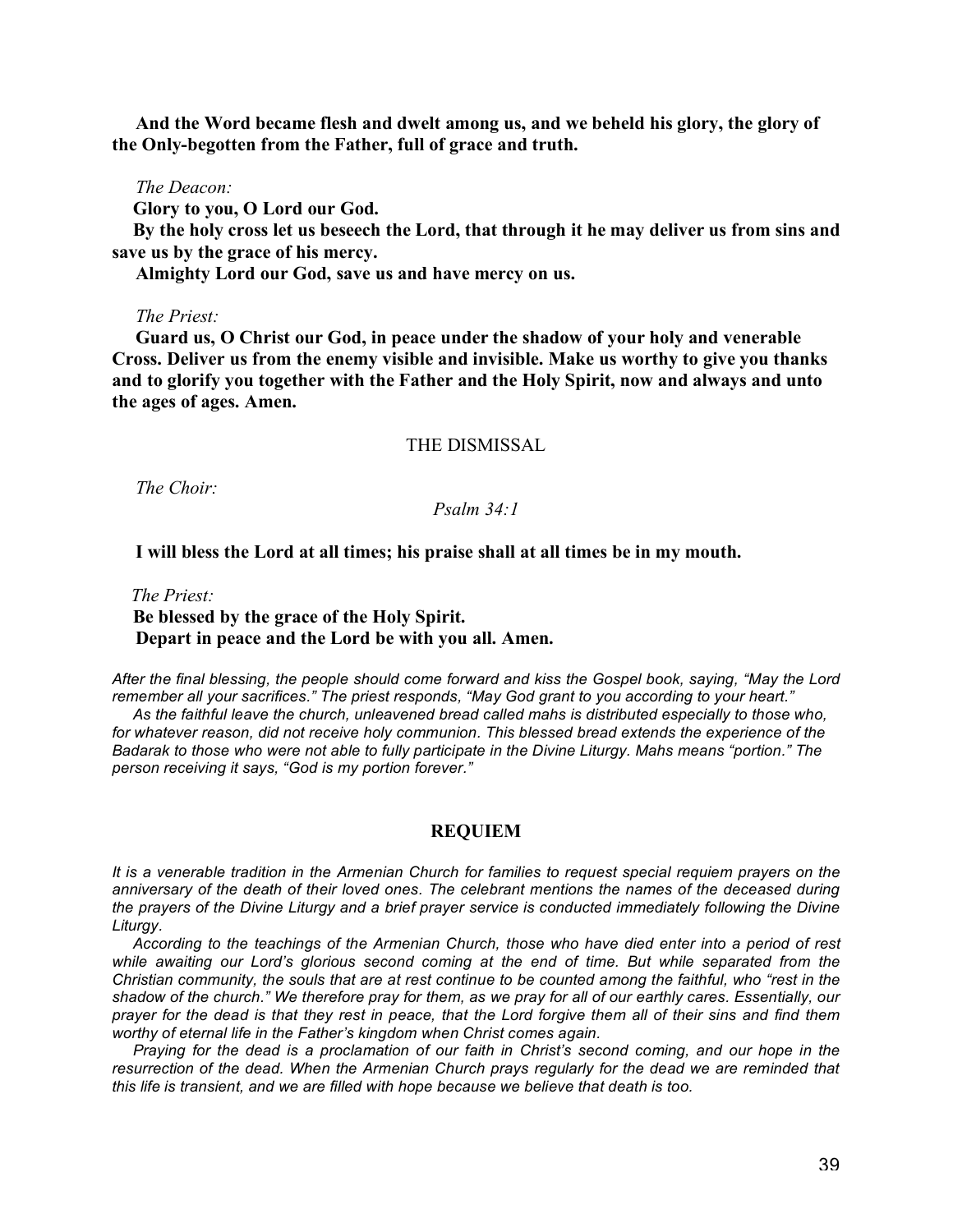**And the Word became flesh and dwelt among us, and we beheld his glory, the glory of the Only-begotten from the Father, full of grace and truth.**

*The Deacon:*

**Glory to you, O Lord our God.**

**By the holy cross let us beseech the Lord, that through it he may deliver us from sins and save us by the grace of his mercy.**

**Almighty Lord our God, save us and have mercy on us.**

*The Priest:*

**Guard us, O Christ our God, in peace under the shadow of your holy and venerable Cross. Deliver us from the enemy visible and invisible. Make us worthy to give you thanks and to glorify you together with the Father and the Holy Spirit, now and always and unto the ages of ages. Amen.**

## THE DISMISSAL

*The Choir:*

*Psalm 34:1*

**I will bless the Lord at all times; his praise shall at all times be in my mouth.**

*The Priest:*

**Be blessed by the grace of the Holy Spirit.**
**Depart in peace and the Lord be with you all. Amen.**

*After the final blessing, the people should come forward and kiss the Gospel book, saying, "May the Lord remember all your sacrifices." The priest responds, "May God grant to you according to your heart."*

*As the faithful leave the church, unleavened bread called mahs is distributed especially to those who, for whatever reason, did not receive holy communion. This blessed bread extends the experience of the Badarak to those who were not able to fully participate in the Divine Liturgy. Mahs means "portion." The person receiving it says, "God is my portion forever."*

## REQUIEM

*It is a venerable tradition in the Armenian Church for families to request special requiem prayers on the anniversary of the death of their loved ones. The celebrant mentions the names of the deceased during the prayers of the Divine Liturgy and a brief prayer service is conducted immediately following the Divine Liturgy.*

*According to the teachings of the Armenian Church, those who have died enter into a period of rest while awaiting our Lord's glorious second coming at the end of time. But while separated from the Christian community, the souls that are at rest continue to be counted among the faithful, who "rest in the shadow of the church." We therefore pray for them, as we pray for all of our earthly cares. Essentially, our prayer for the dead is that they rest in peace, that the Lord forgive them all of their sins and find them worthy of eternal life in the Father's kingdom when Christ comes again.*

*Praying for the dead is a proclamation of our faith in Christ's second coming, and our hope in the resurrection of the dead. When the Armenian Church prays regularly for the dead we are reminded that this life is transient, and we are filled with hope because we believe that death is too.*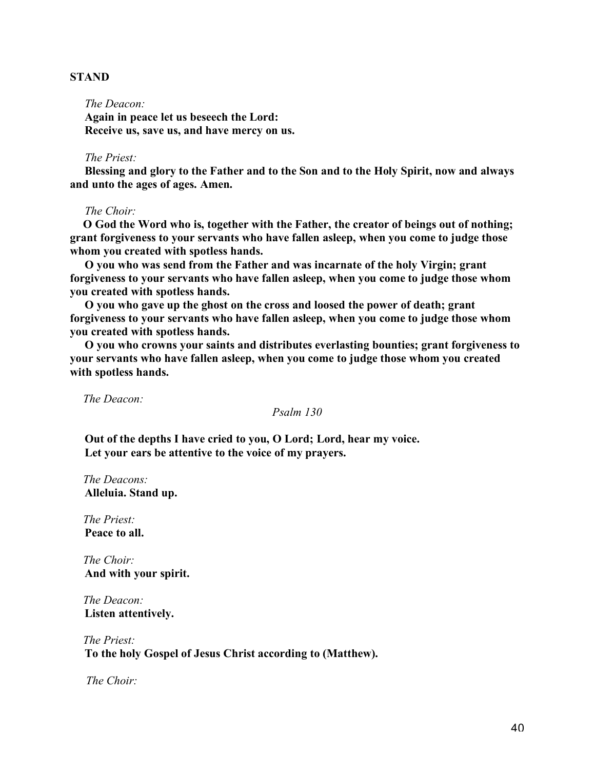**STAND**

*The Deacon:*
**Again in peace let us beseech the Lord:**
**Receive us, save us, and have mercy on us.**

*The Priest:*
**Blessing and glory to the Father and to the Son and to the Holy Spirit, now and always and unto the ages of ages. Amen.**

*The Choir:*
**O God the Word who is, together with the Father, the creator of beings out of nothing; grant forgiveness to your servants who have fallen asleep, when you come to judge those whom you created with spotless hands.**

**O you who was send from the Father and was incarnate of the holy Virgin; grant forgiveness to your servants who have fallen asleep, when you come to judge those whom you created with spotless hands.**

**O you who gave up the ghost on the cross and loosed the power of death; grant forgiveness to your servants who have fallen asleep, when you come to judge those whom you created with spotless hands.**

**O you who crowns your saints and distributes everlasting bounties; grant forgiveness to your servants who have fallen asleep, when you come to judge those whom you created with spotless hands.**

*The Deacon:*

*Psalm 130*

**Out of the depths I have cried to you, O Lord; Lord, hear my voice.**
**Let your ears be attentive to the voice of my prayers.**

*The Deacons:*
**Alleluia. Stand up.**

*The Priest:*
**Peace to all.**

*The Choir:*
**And with your spirit.**

*The Deacon:*
**Listen attentively.**

*The Priest:*
**To the holy Gospel of Jesus Christ according to (Matthew).**

*The Choir:*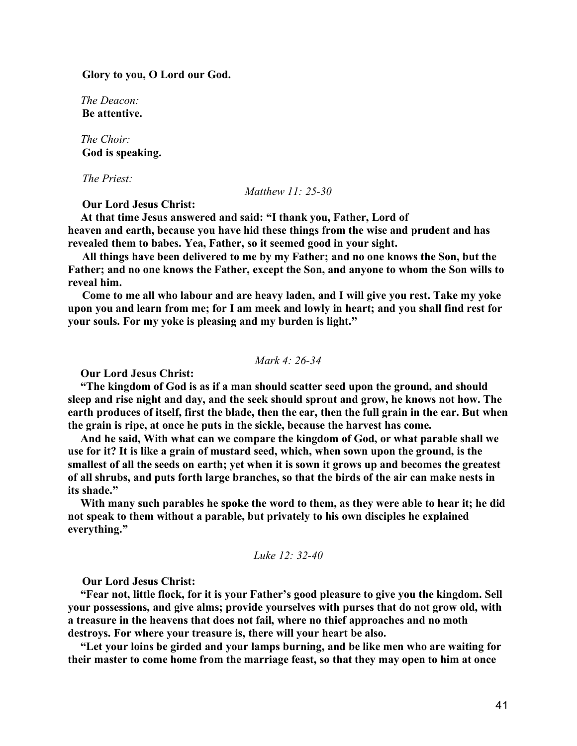**Glory to you, O Lord our God.**

*The Deacon:*
**Be attentive.**

*The Choir:*
**God is speaking.**

*The Priest:*

*Matthew 11: 25-30*

**Our Lord Jesus Christ:**

**At that time Jesus answered and said: "I thank you, Father, Lord of heaven and earth, because you have hid these things from the wise and prudent and has revealed them to babes. Yea, Father, so it seemed good in your sight.**

**All things have been delivered to me by my Father; and no one knows the Son, but the Father; and no one knows the Father, except the Son, and anyone to whom the Son wills to reveal him.**

**Come to me all who labour and are heavy laden, and I will give you rest. Take my yoke upon you and learn from me; for I am meek and lowly in heart; and you shall find rest for your souls. For my yoke is pleasing and my burden is light."**

*Mark 4: 26-34*

**Our Lord Jesus Christ:**

**"The kingdom of God is as if a man should scatter seed upon the ground, and should sleep and rise night and day, and the seek should sprout and grow, he knows not how. The earth produces of itself, first the blade, then the ear, then the full grain in the ear. But when the grain is ripe, at once he puts in the sickle, because the harvest has come.**

**And he said, With what can we compare the kingdom of God, or what parable shall we use for it? It is like a grain of mustard seed, which, when sown upon the ground, is the smallest of all the seeds on earth; yet when it is sown it grows up and becomes the greatest of all shrubs, and puts forth large branches, so that the birds of the air can make nests in its shade."**

**With many such parables he spoke the word to them, as they were able to hear it; he did not speak to them without a parable, but privately to his own disciples he explained everything."**

*Luke 12: 32-40*

**Our Lord Jesus Christ:**

**"Fear not, little flock, for it is your Father's good pleasure to give you the kingdom. Sell your possessions, and give alms; provide yourselves with purses that do not grow old, with a treasure in the heavens that does not fail, where no thief approaches and no moth destroys. For where your treasure is, there will your heart be also.**

**"Let your loins be girded and your lamps burning, and be like men who are waiting for their master to come home from the marriage feast, so that they may open to him at once**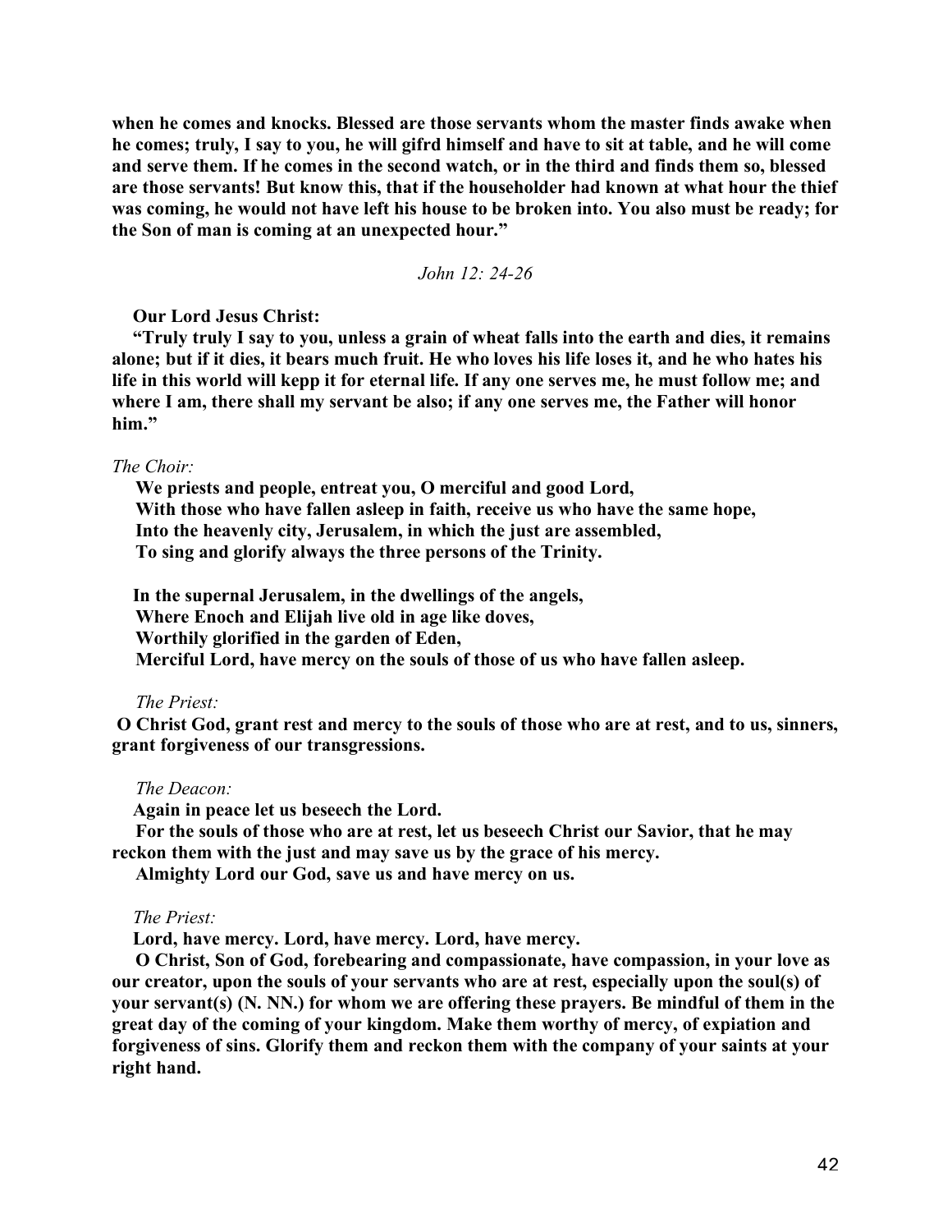**when he comes and knocks. Blessed are those servants whom the master finds awake when he comes; truly, I say to you, he will gifrd himself and have to sit at table, and he will come and serve them. If he comes in the second watch, or in the third and finds them so, blessed are those servants! But know this, that if the householder had known at what hour the thief was coming, he would not have left his house to be broken into. You also must be ready; for the Son of man is coming at an unexpected hour."**

*John 12: 24-26*

**Our Lord Jesus Christ:**

**"Truly truly I say to you, unless a grain of wheat falls into the earth and dies, it remains alone; but if it dies, it bears much fruit. He who loves his life loses it, and he who hates his life in this world will kepp it for eternal life. If any one serves me, he must follow me; and where I am, there shall my servant be also; if any one serves me, the Father will honor him."**

*The Choir:*

**We priests and people, entreat you, O merciful and good Lord,**  
**With those who have fallen asleep in faith, receive us who have the same hope,**  
**Into the heavenly city, Jerusalem, in which the just are assembled,**  
**To sing and glorify always the three persons of the Trinity.**

**In the supernal Jerusalem, in the dwellings of the angels,**  
**Where Enoch and Elijah live old in age like doves,**  
**Worthily glorified in the garden of Eden,**  
**Merciful Lord, have mercy on the souls of those of us who have fallen asleep.**

*The Priest:*

**O Christ God, grant rest and mercy to the souls of those who are at rest, and to us, sinners, grant forgiveness of our transgressions.**

*The Deacon:*

**Again in peace let us beseech the Lord.**

**For the souls of those who are at rest, let us beseech Christ our Savior, that he may reckon them with the just and may save us by the grace of his mercy.**

**Almighty Lord our God, save us and have mercy on us.**

*The Priest:*

**Lord, have mercy. Lord, have mercy. Lord, have mercy.**

**O Christ, Son of God, forebearing and compassionate, have compassion, in your love as our creator, upon the souls of your servants who are at rest, especially upon the soul(s) of your servant(s) (N. NN.) for whom we are offering these prayers. Be mindful of them in the great day of the coming of your kingdom. Make them worthy of mercy, of expiation and forgiveness of sins. Glorify them and reckon them with the company of your saints at your right hand.**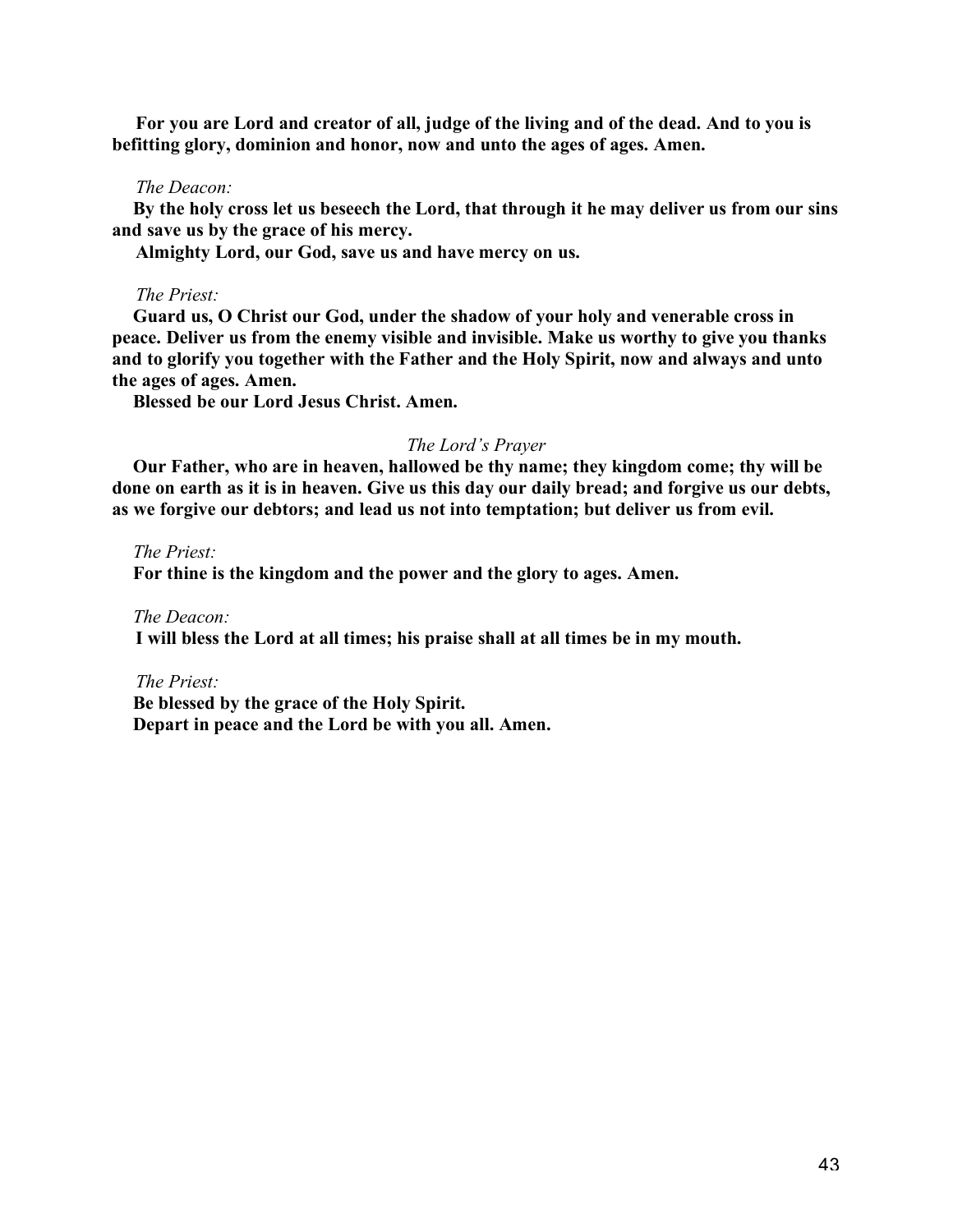**For you are Lord and creator of all, judge of the living and of the dead. And to you is befitting glory, dominion and honor, now and unto the ages of ages. Amen.**

*The Deacon:*

**By the holy cross let us beseech the Lord, that through it he may deliver us from our sins and save us by the grace of his mercy.**

**Almighty Lord, our God, save us and have mercy on us.**

*The Priest:*

**Guard us, O Christ our God, under the shadow of your holy and venerable cross in peace. Deliver us from the enemy visible and invisible. Make us worthy to give you thanks and to glorify you together with the Father and the Holy Spirit, now and always and unto the ages of ages. Amen.**

**Blessed be our Lord Jesus Christ. Amen.**

*The Lord's Prayer*

**Our Father, who are in heaven, hallowed be thy name; they kingdom come; thy will be done on earth as it is in heaven. Give us this day our daily bread; and forgive us our debts, as we forgive our debtors; and lead us not into temptation; but deliver us from evil.**

*The Priest:*

**For thine is the kingdom and the power and the glory to ages. Amen.**

*The Deacon:*

**I will bless the Lord at all times; his praise shall at all times be in my mouth.**

*The Priest:*

**Be blessed by the grace of the Holy Spirit.**

**Depart in peace and the Lord be with you all. Amen.**